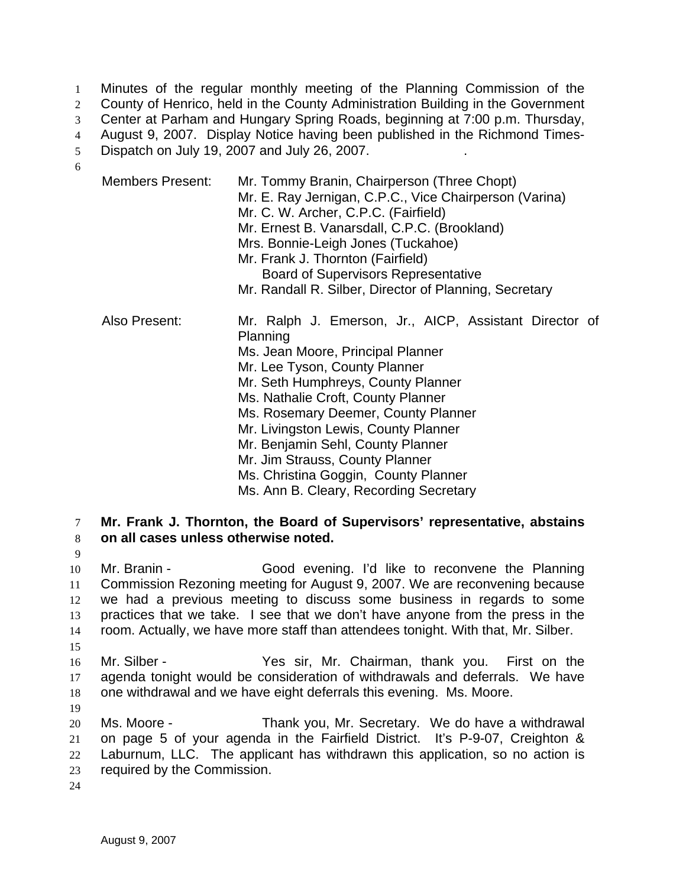Minutes of the regular monthly meeting of the Planning Commission of the County of Henrico, held in the County Administration Building in the Government Center at Parham and Hungary Spring Roads, beginning at 7:00 p.m. Thursday, August 9, 2007. Display Notice having been published in the Richmond Times-Dispatch on July 19, 2007 and July 26, 2007.

| | |
|---|---|
| Members Present: | Mr. Tommy Branin, Chairperson (Three Chopt)<br>Mr. E. Ray Jernigan, C.P.C., Vice Chairperson (Varina)<br>Mr. C. W. Archer, C.P.C. (Fairfield)<br>Mr. Ernest B. Vanarsdall, C.P.C. (Brookland)<br>Mrs. Bonnie-Leigh Jones (Tuckahoe)<br>Mr. Frank J. Thornton (Fairfield)<br>Board of Supervisors Representative<br>Mr. Randall R. Silber, Director of Planning, Secretary |
| Also Present: | Mr. Ralph J. Emerson, Jr., AICP, Assistant Director of Planning<br>Ms. Jean Moore, Principal Planner<br>Mr. Lee Tyson, County Planner<br>Mr. Seth Humphreys, County Planner<br>Ms. Nathalie Croft, County Planner<br>Ms. Rosemary Deemer, County Planner<br>Mr. Livingston Lewis, County Planner<br>Mr. Benjamin Sehl, County Planner<br>Mr. Jim Strauss, County Planner<br>Ms. Christina Goggin, County Planner<br>Ms. Ann B. Cleary, Recording Secretary |

**Mr. Frank J. Thornton, the Board of Supervisors' representative, abstains on all cases unless otherwise noted.**

Mr. Branin - Good evening. I'd like to reconvene the Planning Commission Rezoning meeting for August 9, 2007. We are reconvening because we had a previous meeting to discuss some business in regards to some practices that we take. I see that we don't have anyone from the press in the room. Actually, we have more staff than attendees tonight. With that, Mr. Silber.

Mr. Silber - Yes sir, Mr. Chairman, thank you. First on the agenda tonight would be consideration of withdrawals and deferrals. We have one withdrawal and we have eight deferrals this evening. Ms. Moore.

Ms. Moore - Thank you, Mr. Secretary. We do have a withdrawal on page 5 of your agenda in the Fairfield District. It's P-9-07, Creighton & Laburnum, LLC. The applicant has withdrawn this application, so no action is required by the Commission.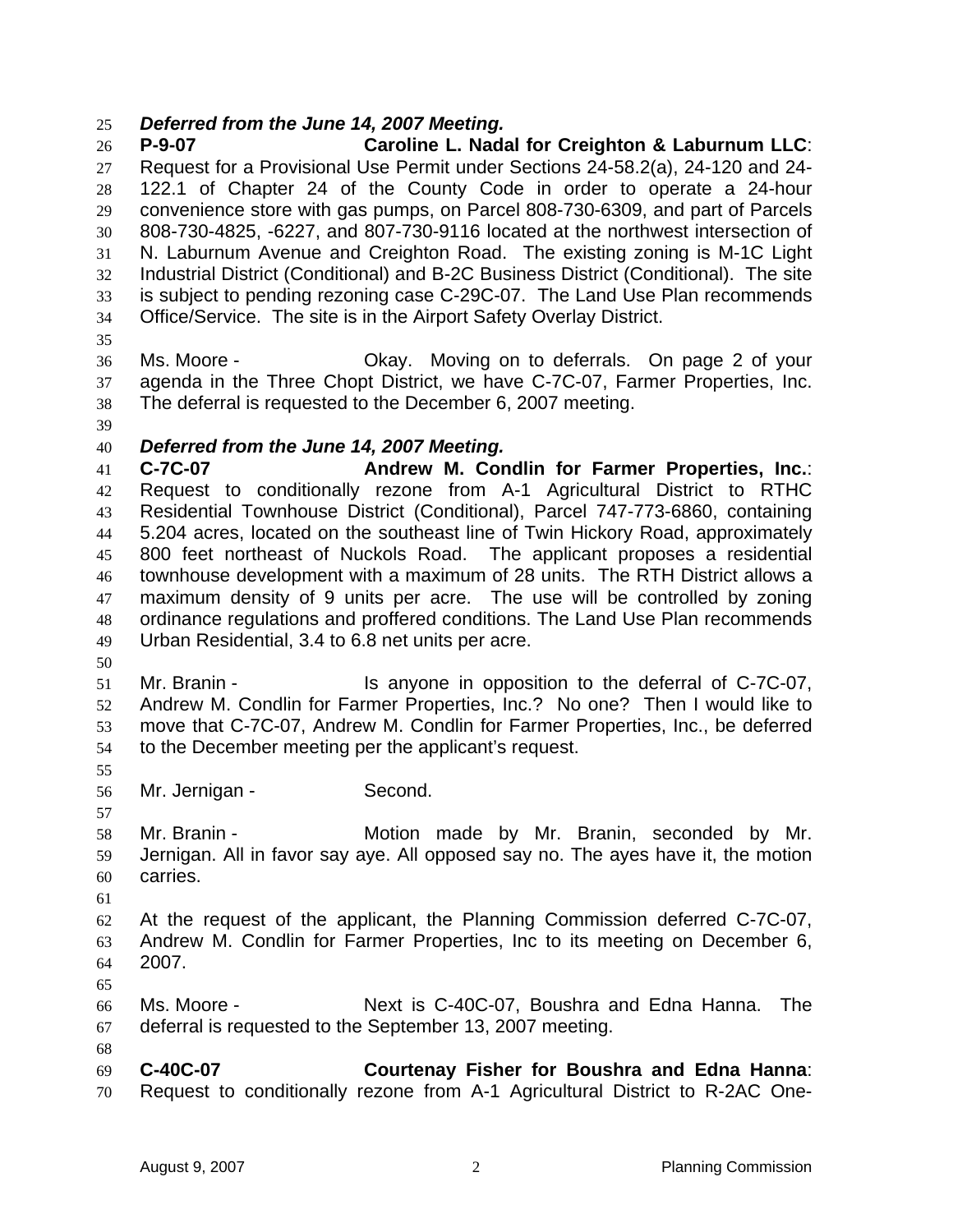***Deferred from the June 14, 2007 Meeting.***

**P-9-07 Caroline L. Nadal for Creighton & Laburnum LLC**: Request for a Provisional Use Permit under Sections 24-58.2(a), 24-120 and 24-122.1 of Chapter 24 of the County Code in order to operate a 24-hour convenience store with gas pumps, on Parcel 808-730-6309, and part of Parcels 808-730-4825, -6227, and 807-730-9116 located at the northwest intersection of N. Laburnum Avenue and Creighton Road. The existing zoning is M-1C Light Industrial District (Conditional) and B-2C Business District (Conditional). The site is subject to pending rezoning case C-29C-07. The Land Use Plan recommends Office/Service. The site is in the Airport Safety Overlay District.

Ms. Moore - Okay. Moving on to deferrals. On page 2 of your agenda in the Three Chopt District, we have C-7C-07, Farmer Properties, Inc. The deferral is requested to the December 6, 2007 meeting.

***Deferred from the June 14, 2007 Meeting.***

**C-7C-07 Andrew M. Condlin for Farmer Properties, Inc.**: Request to conditionally rezone from A-1 Agricultural District to RTHC Residential Townhouse District (Conditional), Parcel 747-773-6860, containing 5.204 acres, located on the southeast line of Twin Hickory Road, approximately 800 feet northeast of Nuckols Road. The applicant proposes a residential townhouse development with a maximum of 28 units. The RTH District allows a maximum density of 9 units per acre. The use will be controlled by zoning ordinance regulations and proffered conditions. The Land Use Plan recommends Urban Residential, 3.4 to 6.8 net units per acre.

Mr. Branin - Is anyone in opposition to the deferral of C-7C-07, Andrew M. Condlin for Farmer Properties, Inc.? No one? Then I would like to move that C-7C-07, Andrew M. Condlin for Farmer Properties, Inc., be deferred to the December meeting per the applicant's request.

Mr. Jernigan - Second.

Mr. Branin - Motion made by Mr. Branin, seconded by Mr. Jernigan. All in favor say aye. All opposed say no. The ayes have it, the motion carries.

At the request of the applicant, the Planning Commission deferred C-7C-07, Andrew M. Condlin for Farmer Properties, Inc to its meeting on December 6, 2007.

Ms. Moore - Next is C-40C-07, Boushra and Edna Hanna. The deferral is requested to the September 13, 2007 meeting.

**C-40C-07 Courtenay Fisher for Boushra and Edna Hanna**: Request to conditionally rezone from A-1 Agricultural District to R-2AC One-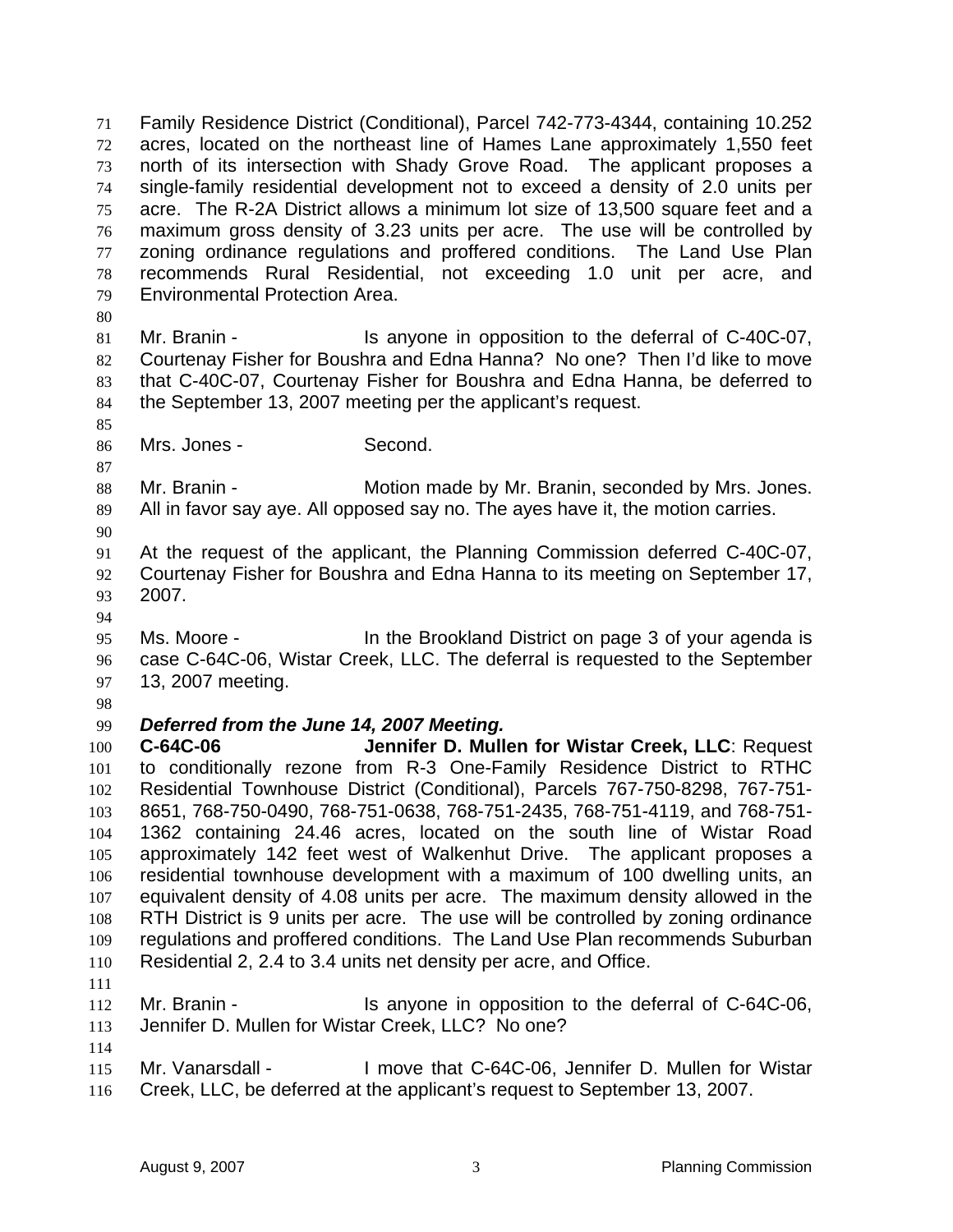Family Residence District (Conditional), Parcel 742-773-4344, containing 10.252 acres, located on the northeast line of Hames Lane approximately 1,550 feet north of its intersection with Shady Grove Road. The applicant proposes a single-family residential development not to exceed a density of 2.0 units per acre. The R-2A District allows a minimum lot size of 13,500 square feet and a maximum gross density of 3.23 units per acre. The use will be controlled by zoning ordinance regulations and proffered conditions. The Land Use Plan recommends Rural Residential, not exceeding 1.0 unit per acre, and Environmental Protection Area.

Mr. Branin - Is anyone in opposition to the deferral of C-40C-07, Courtenay Fisher for Boushra and Edna Hanna? No one? Then I'd like to move that C-40C-07, Courtenay Fisher for Boushra and Edna Hanna, be deferred to the September 13, 2007 meeting per the applicant's request.

Mrs. Jones - Second.

Mr. Branin - Motion made by Mr. Branin, seconded by Mrs. Jones. All in favor say aye. All opposed say no. The ayes have it, the motion carries.

At the request of the applicant, the Planning Commission deferred C-40C-07, Courtenay Fisher for Boushra and Edna Hanna to its meeting on September 17, 2007.

Ms. Moore - In the Brookland District on page 3 of your agenda is case C-64C-06, Wistar Creek, LLC. The deferral is requested to the September 13, 2007 meeting.

***Deferred from the June 14, 2007 Meeting.***
**C-64C-06 Jennifer D. Mullen for Wistar Creek, LLC**: Request to conditionally rezone from R-3 One-Family Residence District to RTHC Residential Townhouse District (Conditional), Parcels 767-750-8298, 767-751-8651, 768-750-0490, 768-751-0638, 768-751-2435, 768-751-4119, and 768-751-1362 containing 24.46 acres, located on the south line of Wistar Road approximately 142 feet west of Walkenhut Drive. The applicant proposes a residential townhouse development with a maximum of 100 dwelling units, an equivalent density of 4.08 units per acre. The maximum density allowed in the RTH District is 9 units per acre. The use will be controlled by zoning ordinance regulations and proffered conditions. The Land Use Plan recommends Suburban Residential 2, 2.4 to 3.4 units net density per acre, and Office.

Mr. Branin - Is anyone in opposition to the deferral of C-64C-06, Jennifer D. Mullen for Wistar Creek, LLC? No one?

Mr. Vanarsdall - I move that C-64C-06, Jennifer D. Mullen for Wistar Creek, LLC, be deferred at the applicant's request to September 13, 2007.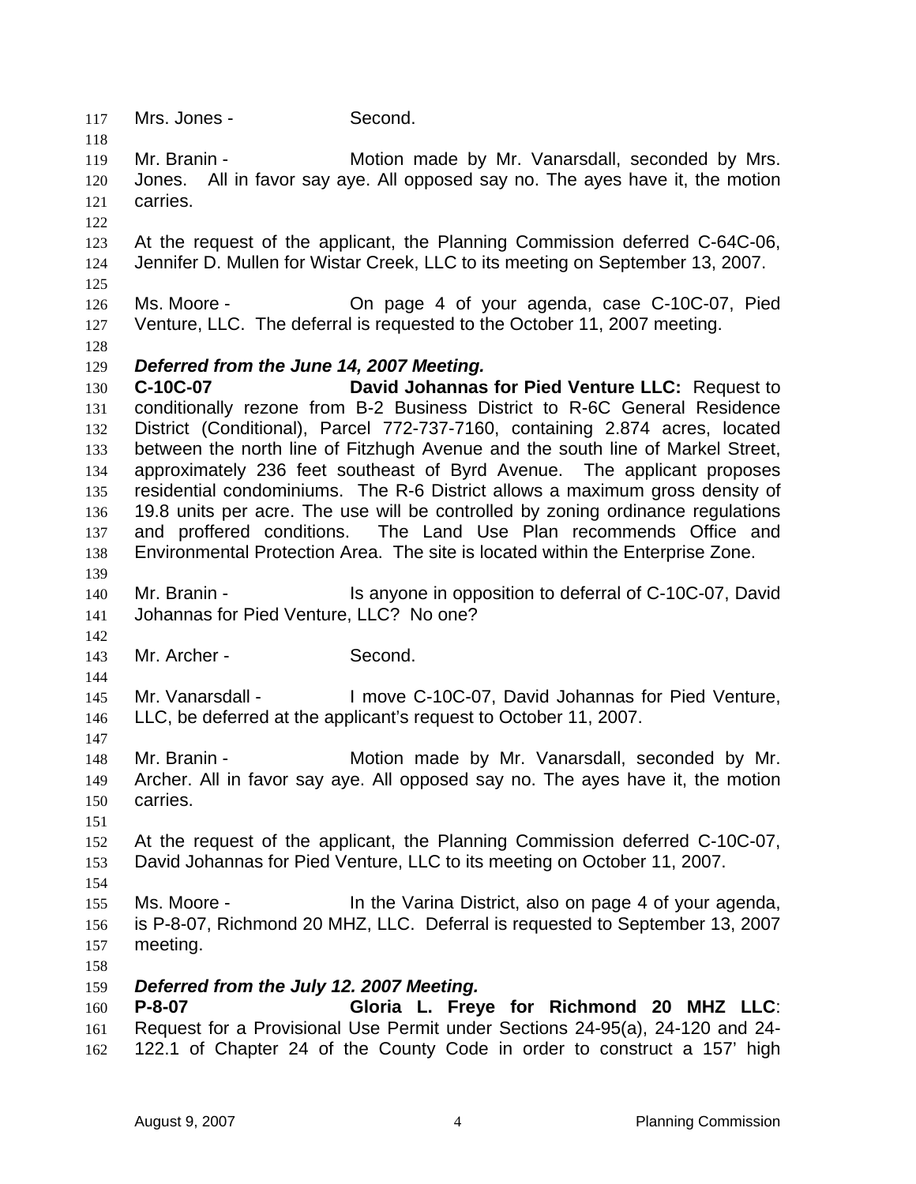Mrs. Jones - Second.

Mr. Branin - Motion made by Mr. Vanarsdall, seconded by Mrs. Jones. All in favor say aye. All opposed say no. The ayes have it, the motion carries.

At the request of the applicant, the Planning Commission deferred C-64C-06, Jennifer D. Mullen for Wistar Creek, LLC to its meeting on September 13, 2007.

Ms. Moore - On page 4 of your agenda, case C-10C-07, Pied Venture, LLC. The deferral is requested to the October 11, 2007 meeting.

***Deferred from the June 14, 2007 Meeting.***

**C-10C-07 David Johannas for Pied Venture LLC:** Request to conditionally rezone from B-2 Business District to R-6C General Residence District (Conditional), Parcel 772-737-7160, containing 2.874 acres, located between the north line of Fitzhugh Avenue and the south line of Markel Street, approximately 236 feet southeast of Byrd Avenue. The applicant proposes residential condominiums. The R-6 District allows a maximum gross density of 19.8 units per acre. The use will be controlled by zoning ordinance regulations and proffered conditions. The Land Use Plan recommends Office and Environmental Protection Area. The site is located within the Enterprise Zone.

Mr. Branin - Is anyone in opposition to deferral of C-10C-07, David Johannas for Pied Venture, LLC? No one?

Mr. Archer - Second.

Mr. Vanarsdall - I move C-10C-07, David Johannas for Pied Venture, LLC, be deferred at the applicant's request to October 11, 2007.

Mr. Branin - Motion made by Mr. Vanarsdall, seconded by Mr. Archer. All in favor say aye. All opposed say no. The ayes have it, the motion carries.

At the request of the applicant, the Planning Commission deferred C-10C-07, David Johannas for Pied Venture, LLC to its meeting on October 11, 2007.

Ms. Moore - In the Varina District, also on page 4 of your agenda, is P-8-07, Richmond 20 MHZ, LLC. Deferral is requested to September 13, 2007 meeting.

***Deferred from the July 12. 2007 Meeting.***

**P-8-07 Gloria L. Freye for Richmond 20 MHZ LLC**: Request for a Provisional Use Permit under Sections 24-95(a), 24-120 and 24-122.1 of Chapter 24 of the County Code in order to construct a 157' high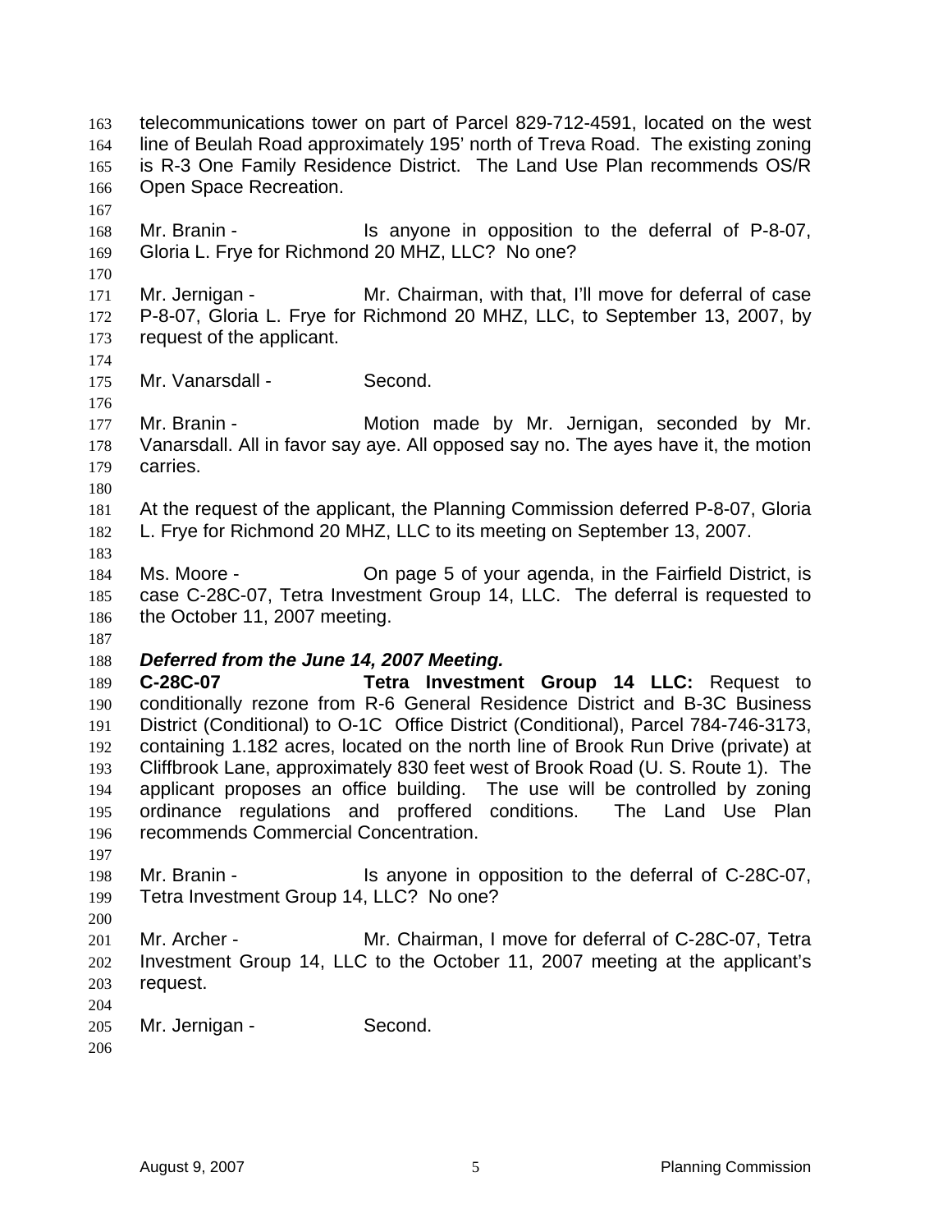telecommunications tower on part of Parcel 829-712-4591, located on the west line of Beulah Road approximately 195' north of Treva Road. The existing zoning is R-3 One Family Residence District. The Land Use Plan recommends OS/R Open Space Recreation.

Mr. Branin - Is anyone in opposition to the deferral of P-8-07, Gloria L. Frye for Richmond 20 MHZ, LLC? No one?

Mr. Jernigan - Mr. Chairman, with that, I'll move for deferral of case P-8-07, Gloria L. Frye for Richmond 20 MHZ, LLC, to September 13, 2007, by request of the applicant.

Mr. Vanarsdall - Second.

Mr. Branin - Motion made by Mr. Jernigan, seconded by Mr. Vanarsdall. All in favor say aye. All opposed say no. The ayes have it, the motion carries.

At the request of the applicant, the Planning Commission deferred P-8-07, Gloria L. Frye for Richmond 20 MHZ, LLC to its meeting on September 13, 2007.

Ms. Moore - On page 5 of your agenda, in the Fairfield District, is case C-28C-07, Tetra Investment Group 14, LLC. The deferral is requested to the October 11, 2007 meeting.

***Deferred from the June 14, 2007 Meeting.***
**C-28C-07** **Tetra Investment Group 14 LLC:** Request to conditionally rezone from R-6 General Residence District and B-3C Business District (Conditional) to O-1C Office District (Conditional), Parcel 784-746-3173, containing 1.182 acres, located on the north line of Brook Run Drive (private) at Cliffbrook Lane, approximately 830 feet west of Brook Road (U. S. Route 1). The applicant proposes an office building. The use will be controlled by zoning ordinance regulations and proffered conditions. The Land Use Plan recommends Commercial Concentration.

Mr. Branin - Is anyone in opposition to the deferral of C-28C-07, Tetra Investment Group 14, LLC? No one?

Mr. Archer - Mr. Chairman, I move for deferral of C-28C-07, Tetra Investment Group 14, LLC to the October 11, 2007 meeting at the applicant's request.

Mr. Jernigan - Second.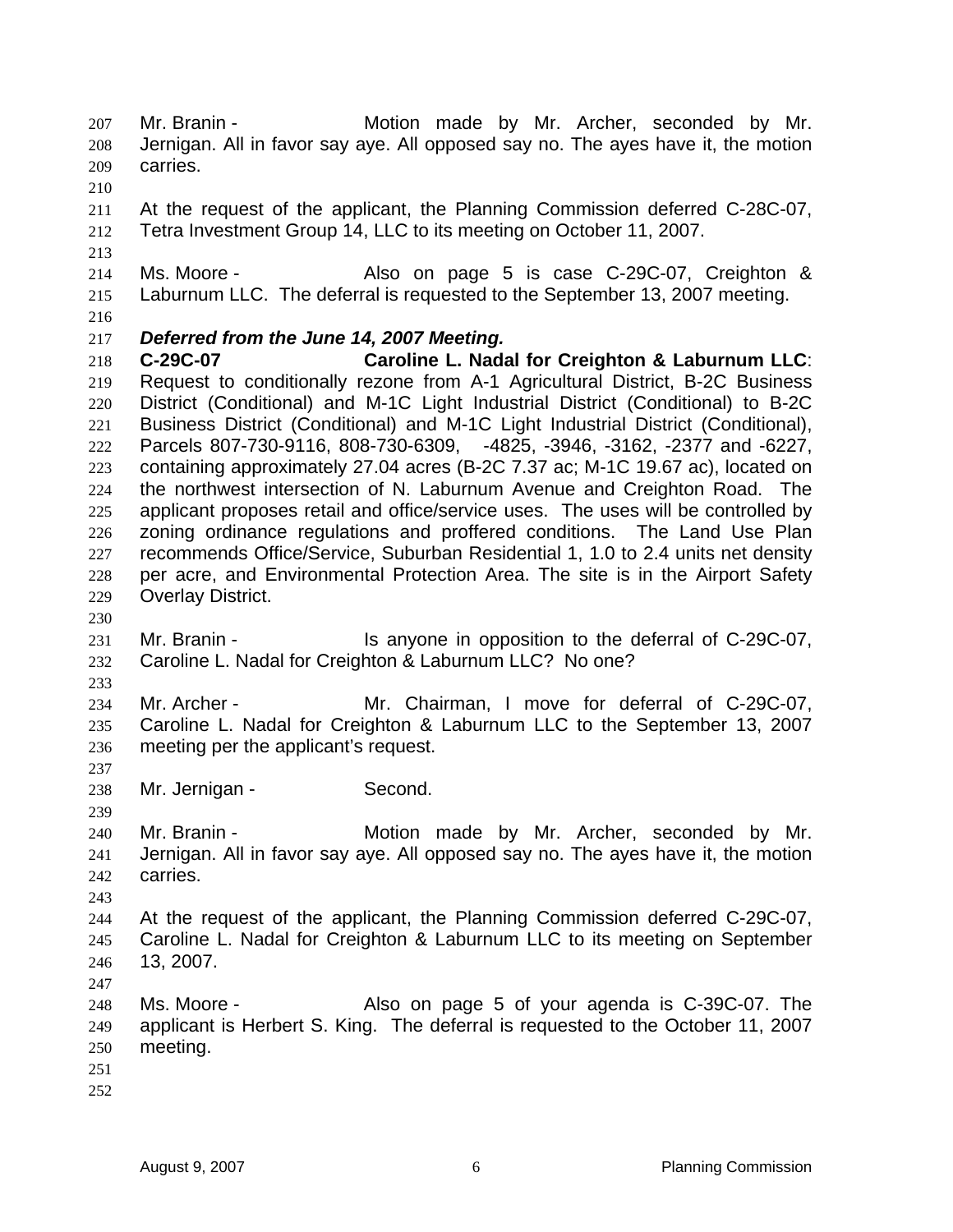Mr. Branin - Motion made by Mr. Archer, seconded by Mr. Jernigan. All in favor say aye. All opposed say no. The ayes have it, the motion carries.

At the request of the applicant, the Planning Commission deferred C-28C-07, Tetra Investment Group 14, LLC to its meeting on October 11, 2007.

Ms. Moore - Also on page 5 is case C-29C-07, Creighton & Laburnum LLC. The deferral is requested to the September 13, 2007 meeting.

***Deferred from the June 14, 2007 Meeting.***

**C-29C-07 Caroline L. Nadal for Creighton & Laburnum LLC**: Request to conditionally rezone from A-1 Agricultural District, B-2C Business District (Conditional) and M-1C Light Industrial District (Conditional) to B-2C Business District (Conditional) and M-1C Light Industrial District (Conditional), Parcels 807-730-9116, 808-730-6309, -4825, -3946, -3162, -2377 and -6227, containing approximately 27.04 acres (B-2C 7.37 ac; M-1C 19.67 ac), located on the northwest intersection of N. Laburnum Avenue and Creighton Road. The applicant proposes retail and office/service uses. The uses will be controlled by zoning ordinance regulations and proffered conditions. The Land Use Plan recommends Office/Service, Suburban Residential 1, 1.0 to 2.4 units net density per acre, and Environmental Protection Area. The site is in the Airport Safety Overlay District.

Mr. Branin - Is anyone in opposition to the deferral of C-29C-07, Caroline L. Nadal for Creighton & Laburnum LLC? No one?

Mr. Archer - Mr. Chairman, I move for deferral of C-29C-07, Caroline L. Nadal for Creighton & Laburnum LLC to the September 13, 2007 meeting per the applicant's request.

Mr. Jernigan - Second.

Mr. Branin - Motion made by Mr. Archer, seconded by Mr. Jernigan. All in favor say aye. All opposed say no. The ayes have it, the motion carries.

At the request of the applicant, the Planning Commission deferred C-29C-07, Caroline L. Nadal for Creighton & Laburnum LLC to its meeting on September 13, 2007.

Ms. Moore - Also on page 5 of your agenda is C-39C-07. The applicant is Herbert S. King. The deferral is requested to the October 11, 2007 meeting.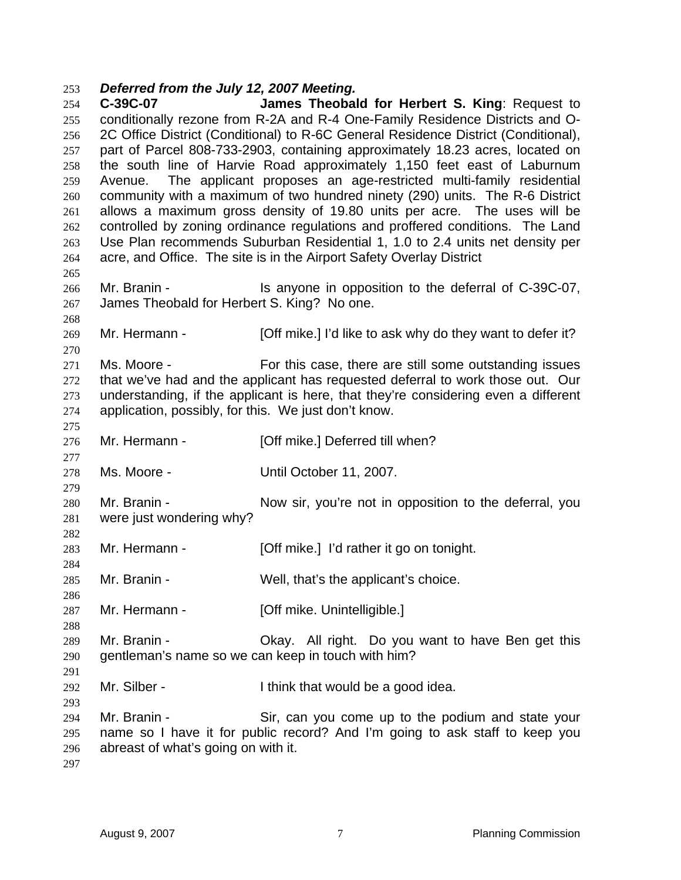***Deferred from the July 12, 2007 Meeting.***

**C-39C-07 James Theobald for Herbert S. King**: Request to conditionally rezone from R-2A and R-4 One-Family Residence Districts and O-2C Office District (Conditional) to R-6C General Residence District (Conditional), part of Parcel 808-733-2903, containing approximately 18.23 acres, located on the south line of Harvie Road approximately 1,150 feet east of Laburnum Avenue. The applicant proposes an age-restricted multi-family residential community with a maximum of two hundred ninety (290) units. The R-6 District allows a maximum gross density of 19.80 units per acre. The uses will be controlled by zoning ordinance regulations and proffered conditions. The Land Use Plan recommends Suburban Residential 1, 1.0 to 2.4 units net density per acre, and Office. The site is in the Airport Safety Overlay District

Mr. Branin - Is anyone in opposition to the deferral of C-39C-07, James Theobald for Herbert S. King? No one.

Mr. Hermann - [Off mike.] I'd like to ask why do they want to defer it?

Ms. Moore - For this case, there are still some outstanding issues that we've had and the applicant has requested deferral to work those out. Our understanding, if the applicant is here, that they're considering even a different application, possibly, for this. We just don't know.

Mr. Hermann - [Off mike.] Deferred till when?

Ms. Moore - Until October 11, 2007.

Mr. Branin - Now sir, you're not in opposition to the deferral, you were just wondering why?

Mr. Hermann - [Off mike.] I'd rather it go on tonight.

Mr. Branin - Well, that's the applicant's choice.

Mr. Hermann - [Off mike. Unintelligible.]

Mr. Branin - Okay. All right. Do you want to have Ben get this gentleman's name so we can keep in touch with him?

Mr. Silber - I think that would be a good idea.

Mr. Branin - Sir, can you come up to the podium and state your name so I have it for public record? And I'm going to ask staff to keep you abreast of what's going on with it.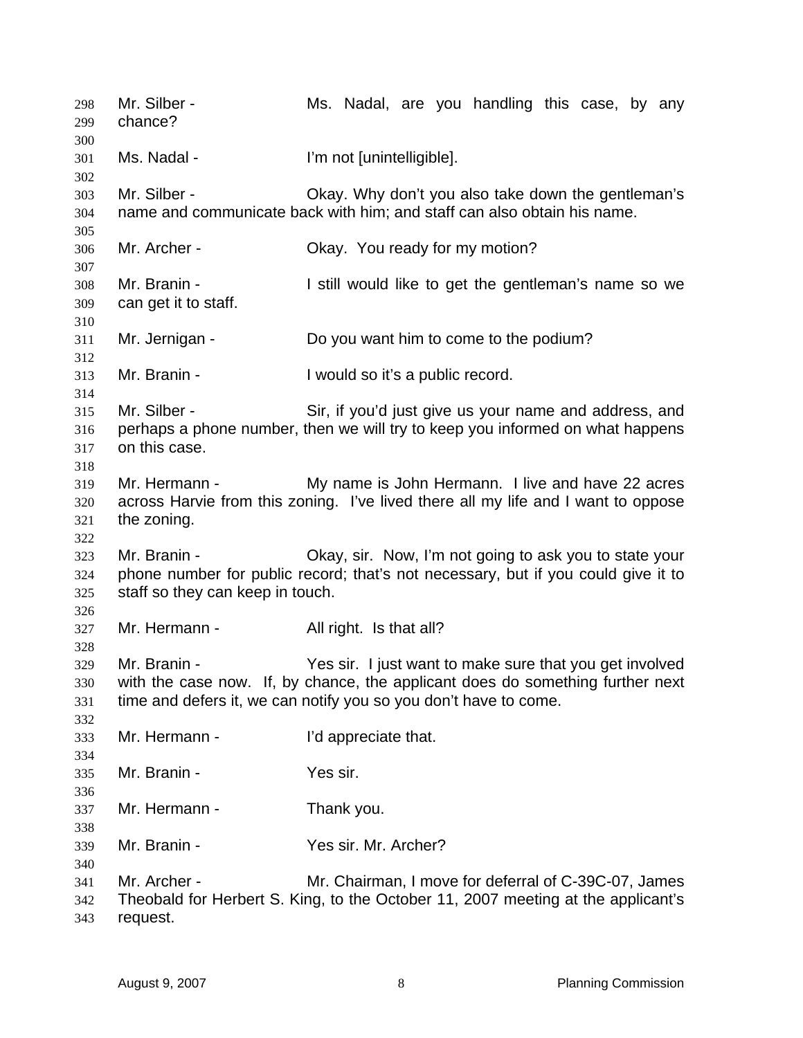Mr. Silber - Ms. Nadal, are you handling this case, by any chance?

Ms. Nadal - I'm not [unintelligible].

Mr. Silber - Okay. Why don't you also take down the gentleman's name and communicate back with him; and staff can also obtain his name.

Mr. Archer - Okay. You ready for my motion?

Mr. Branin - I still would like to get the gentleman's name so we can get it to staff.

Mr. Jernigan - Do you want him to come to the podium?

Mr. Branin - I would so it's a public record.

Mr. Silber - Sir, if you'd just give us your name and address, and perhaps a phone number, then we will try to keep you informed on what happens on this case.

Mr. Hermann - My name is John Hermann. I live and have 22 acres across Harvie from this zoning. I've lived there all my life and I want to oppose the zoning.

Mr. Branin - Okay, sir. Now, I'm not going to ask you to state your phone number for public record; that's not necessary, but if you could give it to staff so they can keep in touch.

Mr. Hermann - All right. Is that all?

Mr. Branin - Yes sir. I just want to make sure that you get involved with the case now. If, by chance, the applicant does do something further next time and defers it, we can notify you so you don't have to come.

Mr. Hermann - I'd appreciate that.

Mr. Branin - Yes sir.

Mr. Hermann - Thank you.

Mr. Branin - Yes sir. Mr. Archer?

Mr. Archer - Mr. Chairman, I move for deferral of C-39C-07, James Theobald for Herbert S. King, to the October 11, 2007 meeting at the applicant's request.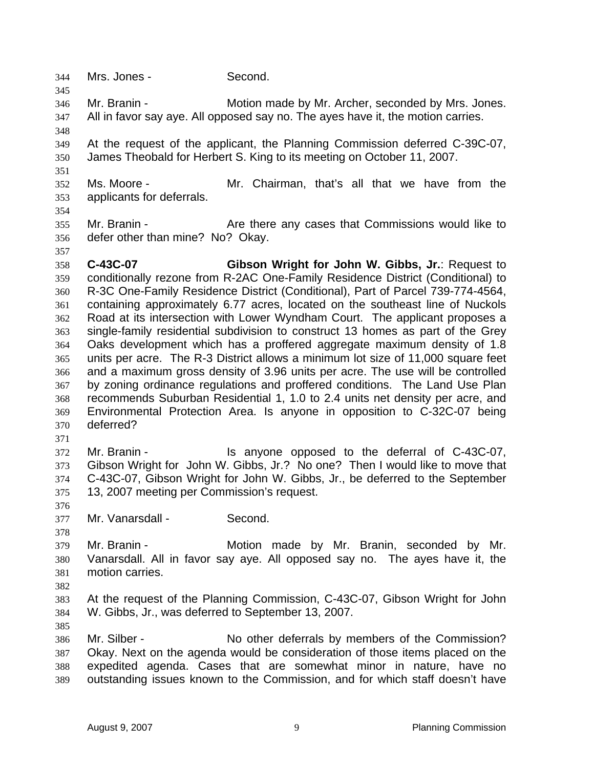Mrs. Jones - Second.

Mr. Branin - Motion made by Mr. Archer, seconded by Mrs. Jones. All in favor say aye. All opposed say no. The ayes have it, the motion carries.

At the request of the applicant, the Planning Commission deferred C-39C-07, James Theobald for Herbert S. King to its meeting on October 11, 2007.

Ms. Moore - Mr. Chairman, that's all that we have from the applicants for deferrals.

Mr. Branin - Are there any cases that Commissions would like to defer other than mine? No? Okay.

**C-43C-07** **Gibson Wright for John W. Gibbs, Jr.**: Request to conditionally rezone from R-2AC One-Family Residence District (Conditional) to R-3C One-Family Residence District (Conditional), Part of Parcel 739-774-4564, containing approximately 6.77 acres, located on the southeast line of Nuckols Road at its intersection with Lower Wyndham Court. The applicant proposes a single-family residential subdivision to construct 13 homes as part of the Grey Oaks development which has a proffered aggregate maximum density of 1.8 units per acre. The R-3 District allows a minimum lot size of 11,000 square feet and a maximum gross density of 3.96 units per acre. The use will be controlled by zoning ordinance regulations and proffered conditions. The Land Use Plan recommends Suburban Residential 1, 1.0 to 2.4 units net density per acre, and Environmental Protection Area. Is anyone in opposition to C-32C-07 being deferred?

Mr. Branin - Is anyone opposed to the deferral of C-43C-07, Gibson Wright for John W. Gibbs, Jr.? No one? Then I would like to move that C-43C-07, Gibson Wright for John W. Gibbs, Jr., be deferred to the September 13, 2007 meeting per Commission's request.

Mr. Vanarsdall - Second.

Mr. Branin - Motion made by Mr. Branin, seconded by Mr. Vanarsdall. All in favor say aye. All opposed say no. The ayes have it, the motion carries.

At the request of the Planning Commission, C-43C-07, Gibson Wright for John W. Gibbs, Jr., was deferred to September 13, 2007.

Mr. Silber - No other deferrals by members of the Commission? Okay. Next on the agenda would be consideration of those items placed on the expedited agenda. Cases that are somewhat minor in nature, have no outstanding issues known to the Commission, and for which staff doesn't have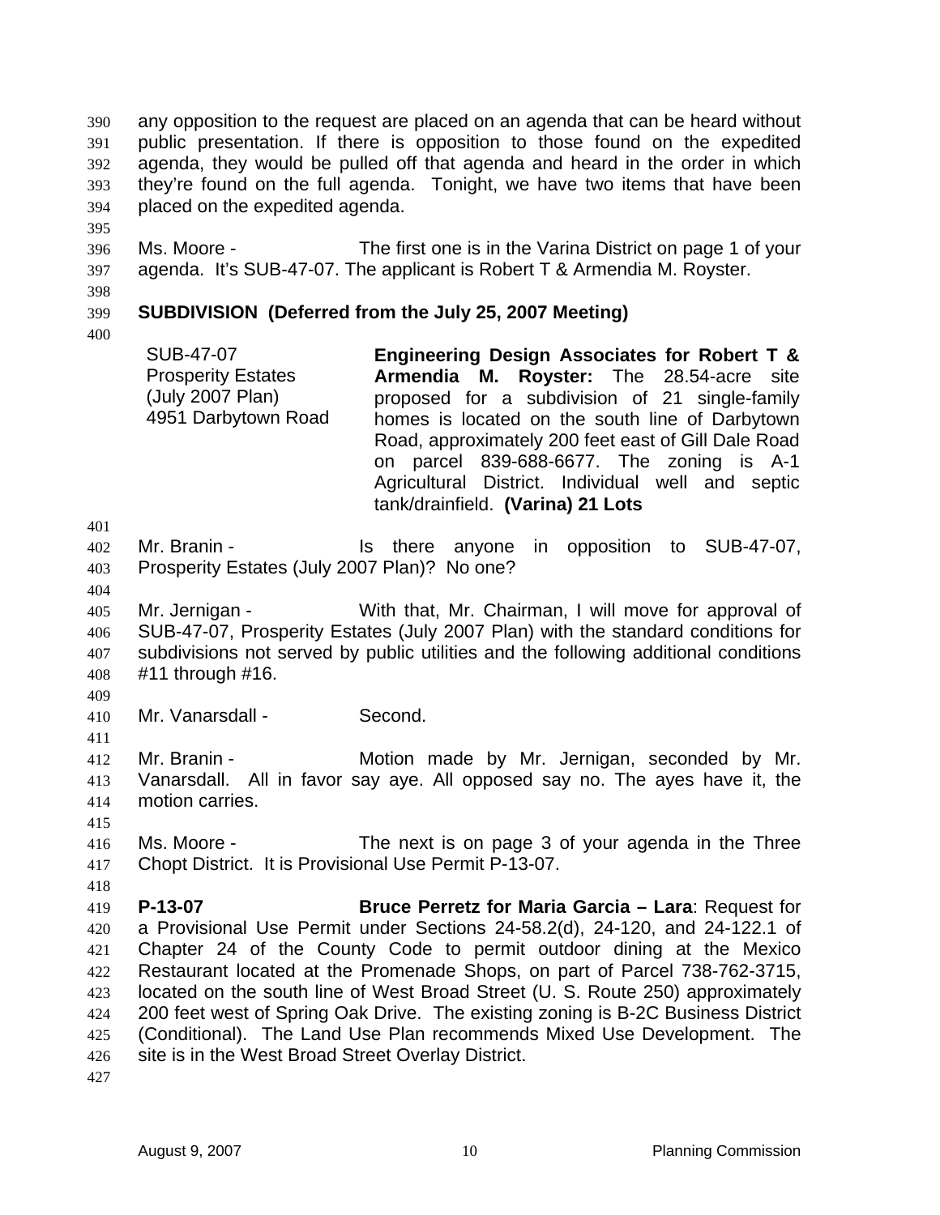any opposition to the request are placed on an agenda that can be heard without public presentation. If there is opposition to those found on the expedited agenda, they would be pulled off that agenda and heard in the order in which they're found on the full agenda. Tonight, we have two items that have been placed on the expedited agenda.

Ms. Moore - The first one is in the Varina District on page 1 of your agenda. It's SUB-47-07. The applicant is Robert T & Armendia M. Royster.

**SUBDIVISION (Deferred from the July 25, 2007 Meeting)**

| | |
|---|---|
| SUB-47-07<br>Prosperity Estates<br>(July 2007 Plan)<br>4951 Darbytown Road | **Engineering Design Associates for Robert T & Armendia M. Royster:** The 28.54-acre site proposed for a subdivision of 21 single-family homes is located on the south line of Darbytown Road, approximately 200 feet east of Gill Dale Road on parcel 839-688-6677. The zoning is A-1 Agricultural District. Individual well and septic tank/drainfield. **(Varina) 21 Lots** |

Mr. Branin - Is there anyone in opposition to SUB-47-07, Prosperity Estates (July 2007 Plan)? No one?

Mr. Jernigan - With that, Mr. Chairman, I will move for approval of SUB-47-07, Prosperity Estates (July 2007 Plan) with the standard conditions for subdivisions not served by public utilities and the following additional conditions #11 through #16.

Mr. Vanarsdall - Second.

Mr. Branin - Motion made by Mr. Jernigan, seconded by Mr. Vanarsdall. All in favor say aye. All opposed say no. The ayes have it, the motion carries.

Ms. Moore - The next is on page 3 of your agenda in the Three Chopt District. It is Provisional Use Permit P-13-07.

**P-13-07** **Bruce Perretz for Maria Garcia – Lara**: Request for a Provisional Use Permit under Sections 24-58.2(d), 24-120, and 24-122.1 of Chapter 24 of the County Code to permit outdoor dining at the Mexico Restaurant located at the Promenade Shops, on part of Parcel 738-762-3715, located on the south line of West Broad Street (U. S. Route 250) approximately 200 feet west of Spring Oak Drive. The existing zoning is B-2C Business District (Conditional). The Land Use Plan recommends Mixed Use Development. The site is in the West Broad Street Overlay District.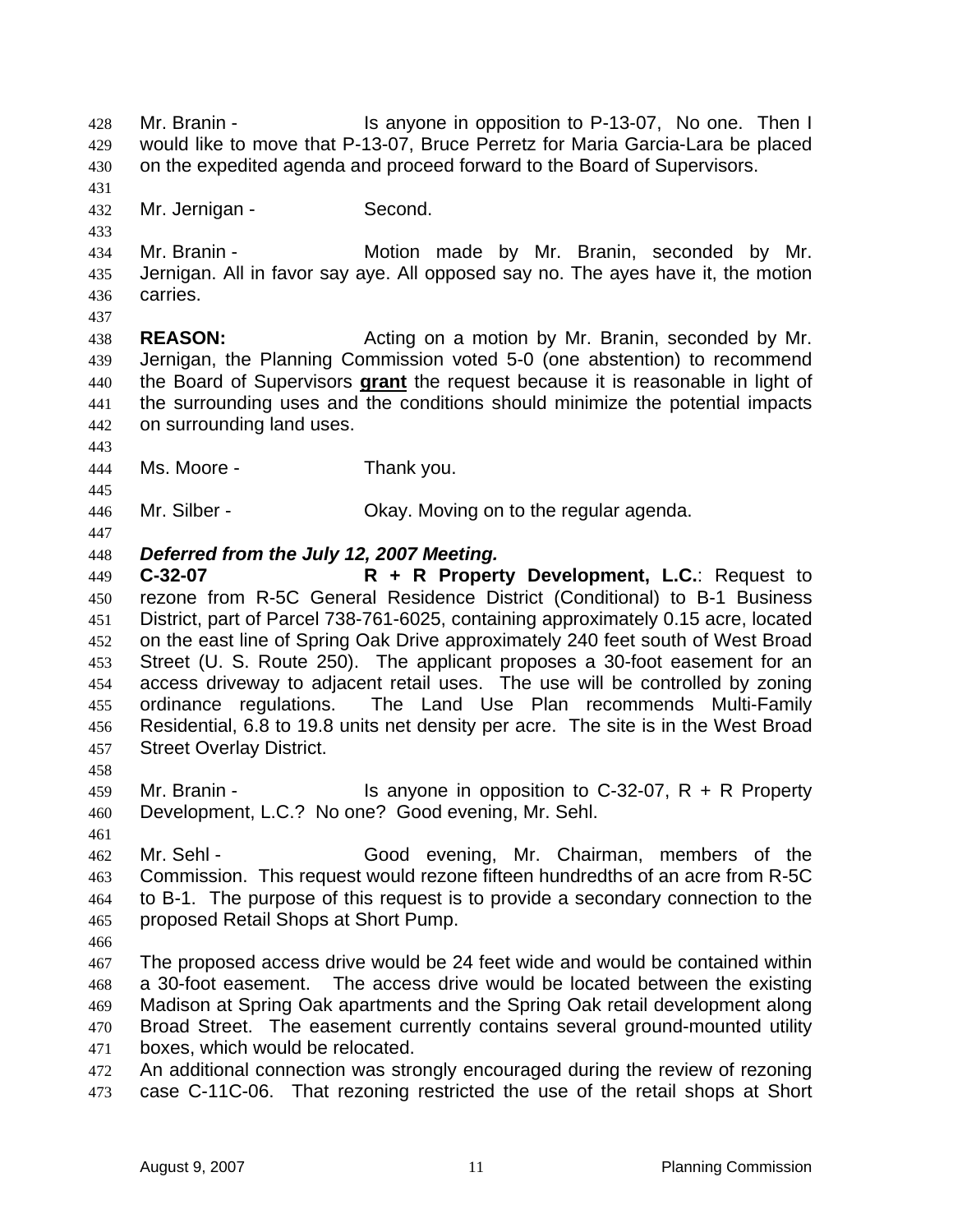Mr. Branin - Is anyone in opposition to P-13-07, No one. Then I would like to move that P-13-07, Bruce Perretz for Maria Garcia-Lara be placed on the expedited agenda and proceed forward to the Board of Supervisors.

Mr. Jernigan - Second.

Mr. Branin - Motion made by Mr. Branin, seconded by Mr. Jernigan. All in favor say aye. All opposed say no. The ayes have it, the motion carries.

**REASON:** Acting on a motion by Mr. Branin, seconded by Mr. Jernigan, the Planning Commission voted 5-0 (one abstention) to recommend the Board of Supervisors **grant** the request because it is reasonable in light of the surrounding uses and the conditions should minimize the potential impacts on surrounding land uses.

Ms. Moore - Thank you.

Mr. Silber - Okay. Moving on to the regular agenda.

***Deferred from the July 12, 2007 Meeting.***

**C-32-07 R + R Property Development, L.C.**: Request to rezone from R-5C General Residence District (Conditional) to B-1 Business District, part of Parcel 738-761-6025, containing approximately 0.15 acre, located on the east line of Spring Oak Drive approximately 240 feet south of West Broad Street (U. S. Route 250). The applicant proposes a 30-foot easement for an access driveway to adjacent retail uses. The use will be controlled by zoning ordinance regulations. The Land Use Plan recommends Multi-Family Residential, 6.8 to 19.8 units net density per acre. The site is in the West Broad Street Overlay District.

Mr. Branin - Is anyone in opposition to C-32-07, R + R Property Development, L.C.? No one? Good evening, Mr. Sehl.

Mr. Sehl - Good evening, Mr. Chairman, members of the Commission. This request would rezone fifteen hundredths of an acre from R-5C to B-1. The purpose of this request is to provide a secondary connection to the proposed Retail Shops at Short Pump.

The proposed access drive would be 24 feet wide and would be contained within a 30-foot easement. The access drive would be located between the existing Madison at Spring Oak apartments and the Spring Oak retail development along Broad Street. The easement currently contains several ground-mounted utility boxes, which would be relocated.
An additional connection was strongly encouraged during the review of rezoning case C-11C-06. That rezoning restricted the use of the retail shops at Short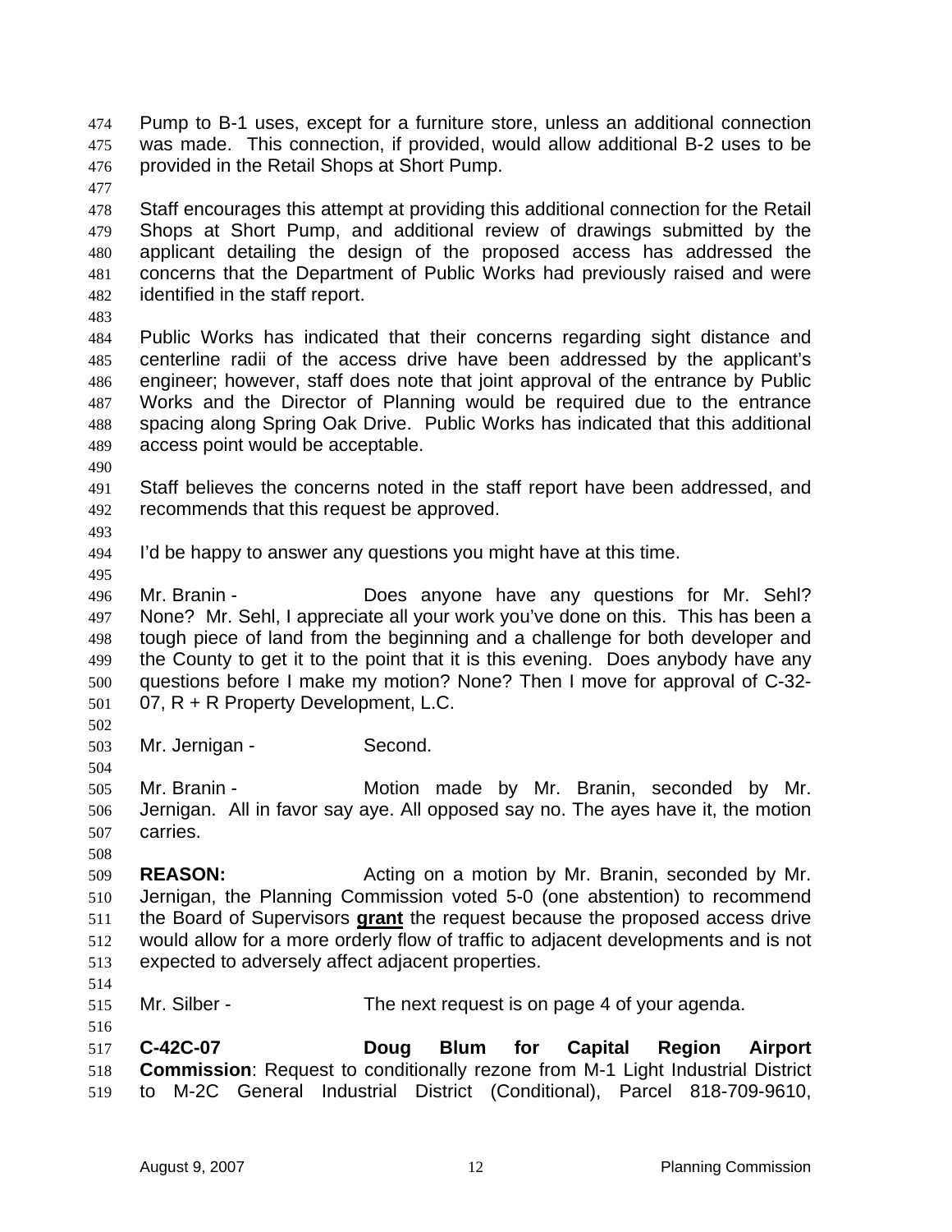Pump to B-1 uses, except for a furniture store, unless an additional connection was made. This connection, if provided, would allow additional B-2 uses to be provided in the Retail Shops at Short Pump.

Staff encourages this attempt at providing this additional connection for the Retail Shops at Short Pump, and additional review of drawings submitted by the applicant detailing the design of the proposed access has addressed the concerns that the Department of Public Works had previously raised and were identified in the staff report.

Public Works has indicated that their concerns regarding sight distance and centerline radii of the access drive have been addressed by the applicant's engineer; however, staff does note that joint approval of the entrance by Public Works and the Director of Planning would be required due to the entrance spacing along Spring Oak Drive. Public Works has indicated that this additional access point would be acceptable.

Staff believes the concerns noted in the staff report have been addressed, and recommends that this request be approved.

I'd be happy to answer any questions you might have at this time.

Mr. Branin - Does anyone have any questions for Mr. Sehl? None? Mr. Sehl, I appreciate all your work you've done on this. This has been a tough piece of land from the beginning and a challenge for both developer and the County to get it to the point that it is this evening. Does anybody have any questions before I make my motion? None? Then I move for approval of C-32-07, R + R Property Development, L.C.

Mr. Jernigan - Second.

Mr. Branin - Motion made by Mr. Branin, seconded by Mr. Jernigan. All in favor say aye. All opposed say no. The ayes have it, the motion carries.

**REASON:** Acting on a motion by Mr. Branin, seconded by Mr. Jernigan, the Planning Commission voted 5-0 (one abstention) to recommend the Board of Supervisors **grant** the request because the proposed access drive would allow for a more orderly flow of traffic to adjacent developments and is not expected to adversely affect adjacent properties.

Mr. Silber - The next request is on page 4 of your agenda.

**C-42C-07 Doug Blum for Capital Region Airport Commission**: Request to conditionally rezone from M-1 Light Industrial District to M-2C General Industrial District (Conditional), Parcel 818-709-9610,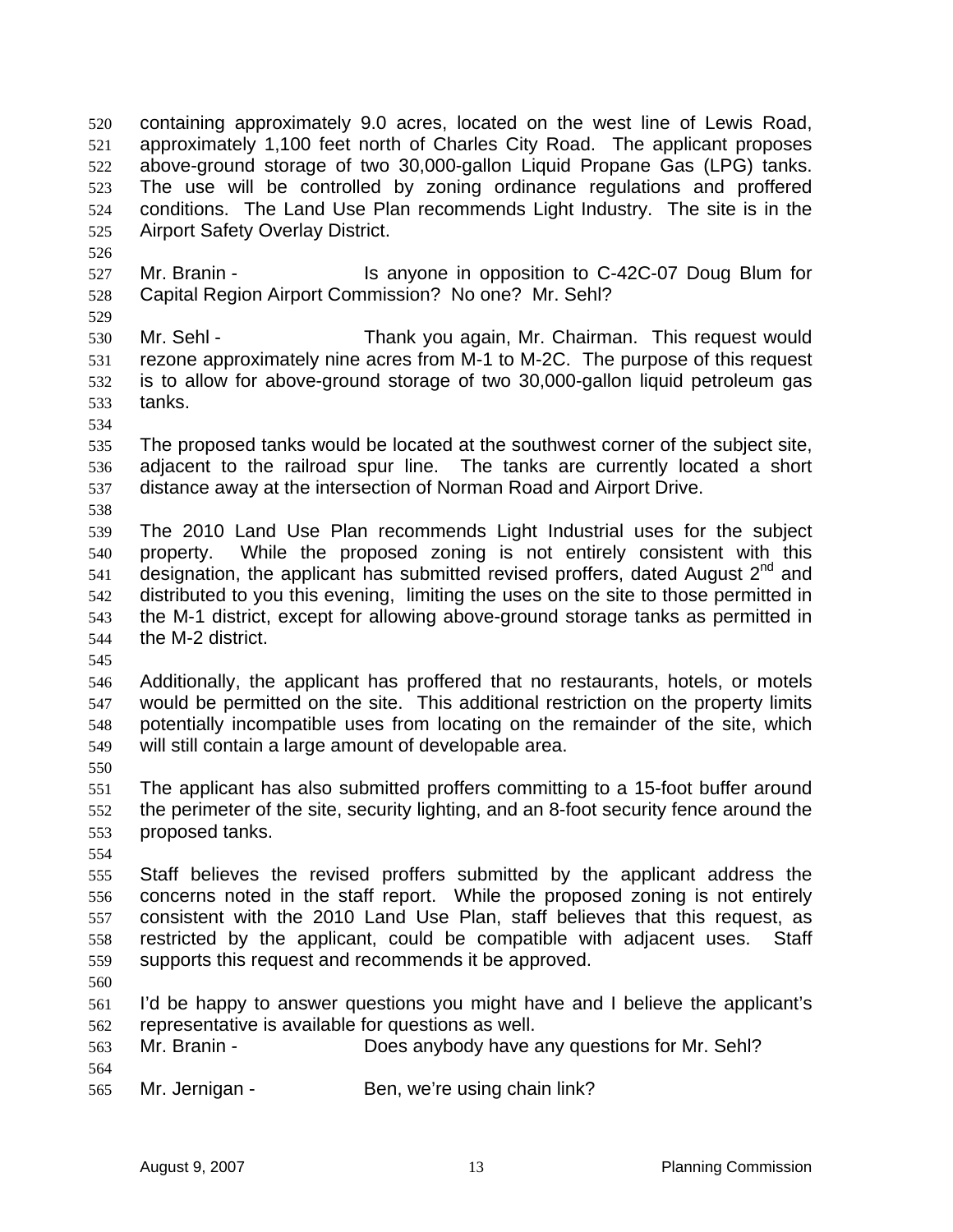containing approximately 9.0 acres, located on the west line of Lewis Road, approximately 1,100 feet north of Charles City Road. The applicant proposes above-ground storage of two 30,000-gallon Liquid Propane Gas (LPG) tanks. The use will be controlled by zoning ordinance regulations and proffered conditions. The Land Use Plan recommends Light Industry. The site is in the Airport Safety Overlay District.

Mr. Branin - Is anyone in opposition to C-42C-07 Doug Blum for Capital Region Airport Commission? No one? Mr. Sehl?

Mr. Sehl - Thank you again, Mr. Chairman. This request would rezone approximately nine acres from M-1 to M-2C. The purpose of this request is to allow for above-ground storage of two 30,000-gallon liquid petroleum gas tanks.

The proposed tanks would be located at the southwest corner of the subject site, adjacent to the railroad spur line. The tanks are currently located a short distance away at the intersection of Norman Road and Airport Drive.

The 2010 Land Use Plan recommends Light Industrial uses for the subject property. While the proposed zoning is not entirely consistent with this designation, the applicant has submitted revised proffers, dated August 2nd and distributed to you this evening, limiting the uses on the site to those permitted in the M-1 district, except for allowing above-ground storage tanks as permitted in the M-2 district.

Additionally, the applicant has proffered that no restaurants, hotels, or motels would be permitted on the site. This additional restriction on the property limits potentially incompatible uses from locating on the remainder of the site, which will still contain a large amount of developable area.

The applicant has also submitted proffers committing to a 15-foot buffer around the perimeter of the site, security lighting, and an 8-foot security fence around the proposed tanks.

Staff believes the revised proffers submitted by the applicant address the concerns noted in the staff report. While the proposed zoning is not entirely consistent with the 2010 Land Use Plan, staff believes that this request, as restricted by the applicant, could be compatible with adjacent uses. Staff supports this request and recommends it be approved.

I'd be happy to answer questions you might have and I believe the applicant's representative is available for questions as well.

Mr. Branin - Does anybody have any questions for Mr. Sehl?

Mr. Jernigan - Ben, we're using chain link?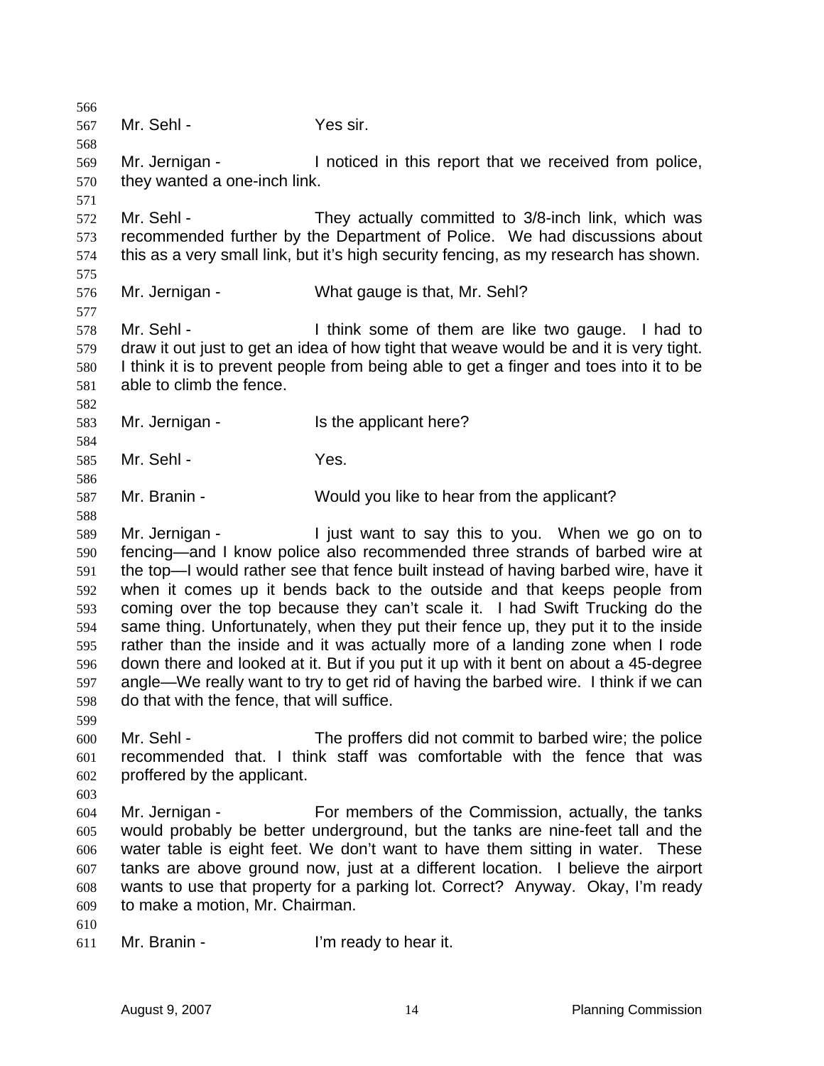Mr. Sehl - Yes sir.

Mr. Jernigan - I noticed in this report that we received from police, they wanted a one-inch link.

Mr. Sehl - They actually committed to 3/8-inch link, which was recommended further by the Department of Police. We had discussions about this as a very small link, but it's high security fencing, as my research has shown.

Mr. Jernigan - What gauge is that, Mr. Sehl?

Mr. Sehl - I think some of them are like two gauge. I had to draw it out just to get an idea of how tight that weave would be and it is very tight. I think it is to prevent people from being able to get a finger and toes into it to be able to climb the fence.

Mr. Jernigan - Is the applicant here?

Mr. Sehl - Yes.

Mr. Branin - Would you like to hear from the applicant?

Mr. Jernigan - I just want to say this to you. When we go on to fencing—and I know police also recommended three strands of barbed wire at the top—I would rather see that fence built instead of having barbed wire, have it when it comes up it bends back to the outside and that keeps people from coming over the top because they can't scale it. I had Swift Trucking do the same thing. Unfortunately, when they put their fence up, they put it to the inside rather than the inside and it was actually more of a landing zone when I rode down there and looked at it. But if you put it up with it bent on about a 45-degree angle—We really want to try to get rid of having the barbed wire. I think if we can do that with the fence, that will suffice.

Mr. Sehl - The proffers did not commit to barbed wire; the police recommended that. I think staff was comfortable with the fence that was proffered by the applicant.

Mr. Jernigan - For members of the Commission, actually, the tanks would probably be better underground, but the tanks are nine-feet tall and the water table is eight feet. We don't want to have them sitting in water. These tanks are above ground now, just at a different location. I believe the airport wants to use that property for a parking lot. Correct? Anyway. Okay, I'm ready to make a motion, Mr. Chairman.

Mr. Branin - I'm ready to hear it.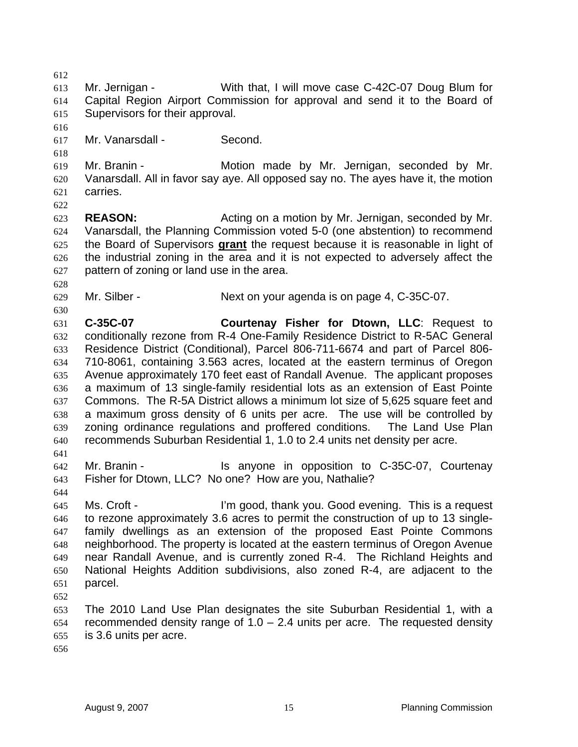Mr. Jernigan - With that, I will move case C-42C-07 Doug Blum for Capital Region Airport Commission for approval and send it to the Board of Supervisors for their approval.

Mr. Vanarsdall - Second.

Mr. Branin - Motion made by Mr. Jernigan, seconded by Mr. Vanarsdall. All in favor say aye. All opposed say no. The ayes have it, the motion carries.

**REASON:** Acting on a motion by Mr. Jernigan, seconded by Mr. Vanarsdall, the Planning Commission voted 5-0 (one abstention) to recommend the Board of Supervisors **grant** the request because it is reasonable in light of the industrial zoning in the area and it is not expected to adversely affect the pattern of zoning or land use in the area.

Mr. Silber - Next on your agenda is on page 4, C-35C-07.

**C-35C-07** **Courtenay Fisher for Dtown, LLC**: Request to conditionally rezone from R-4 One-Family Residence District to R-5AC General Residence District (Conditional), Parcel 806-711-6674 and part of Parcel 806-710-8061, containing 3.563 acres, located at the eastern terminus of Oregon Avenue approximately 170 feet east of Randall Avenue. The applicant proposes a maximum of 13 single-family residential lots as an extension of East Pointe Commons. The R-5A District allows a minimum lot size of 5,625 square feet and a maximum gross density of 6 units per acre. The use will be controlled by zoning ordinance regulations and proffered conditions. The Land Use Plan recommends Suburban Residential 1, 1.0 to 2.4 units net density per acre.

Mr. Branin - Is anyone in opposition to C-35C-07, Courtenay Fisher for Dtown, LLC? No one? How are you, Nathalie?

Ms. Croft - I'm good, thank you. Good evening. This is a request to rezone approximately 3.6 acres to permit the construction of up to 13 single-family dwellings as an extension of the proposed East Pointe Commons neighborhood. The property is located at the eastern terminus of Oregon Avenue near Randall Avenue, and is currently zoned R-4. The Richland Heights and National Heights Addition subdivisions, also zoned R-4, are adjacent to the parcel.

The 2010 Land Use Plan designates the site Suburban Residential 1, with a recommended density range of 1.0 – 2.4 units per acre. The requested density is 3.6 units per acre.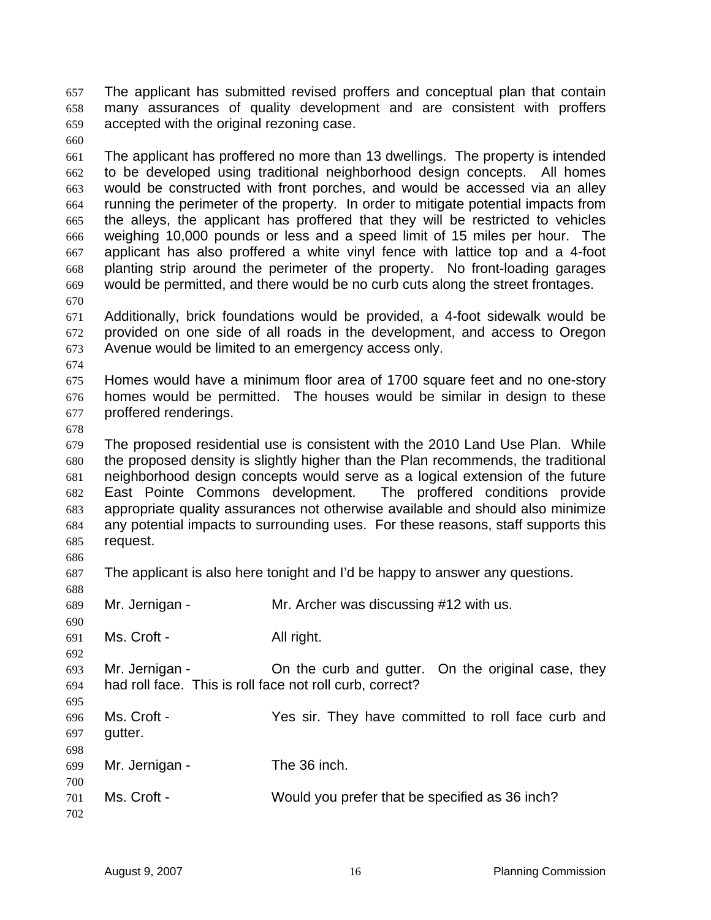The applicant has submitted revised proffers and conceptual plan that contain many assurances of quality development and are consistent with proffers accepted with the original rezoning case.

The applicant has proffered no more than 13 dwellings. The property is intended to be developed using traditional neighborhood design concepts. All homes would be constructed with front porches, and would be accessed via an alley running the perimeter of the property. In order to mitigate potential impacts from the alleys, the applicant has proffered that they will be restricted to vehicles weighing 10,000 pounds or less and a speed limit of 15 miles per hour. The applicant has also proffered a white vinyl fence with lattice top and a 4-foot planting strip around the perimeter of the property. No front-loading garages would be permitted, and there would be no curb cuts along the street frontages.

Additionally, brick foundations would be provided, a 4-foot sidewalk would be provided on one side of all roads in the development, and access to Oregon Avenue would be limited to an emergency access only.

Homes would have a minimum floor area of 1700 square feet and no one-story homes would be permitted. The houses would be similar in design to these proffered renderings.

The proposed residential use is consistent with the 2010 Land Use Plan. While the proposed density is slightly higher than the Plan recommends, the traditional neighborhood design concepts would serve as a logical extension of the future East Pointe Commons development. The proffered conditions provide appropriate quality assurances not otherwise available and should also minimize any potential impacts to surrounding uses. For these reasons, staff supports this request.

The applicant is also here tonight and I'd be happy to answer any questions.

Mr. Jernigan - Mr. Archer was discussing #12 with us.

Ms. Croft - All right.

Mr. Jernigan - On the curb and gutter. On the original case, they had roll face. This is roll face not roll curb, correct?

Ms. Croft - Yes sir. They have committed to roll face curb and gutter.

Mr. Jernigan - The 36 inch.

Ms. Croft - Would you prefer that be specified as 36 inch?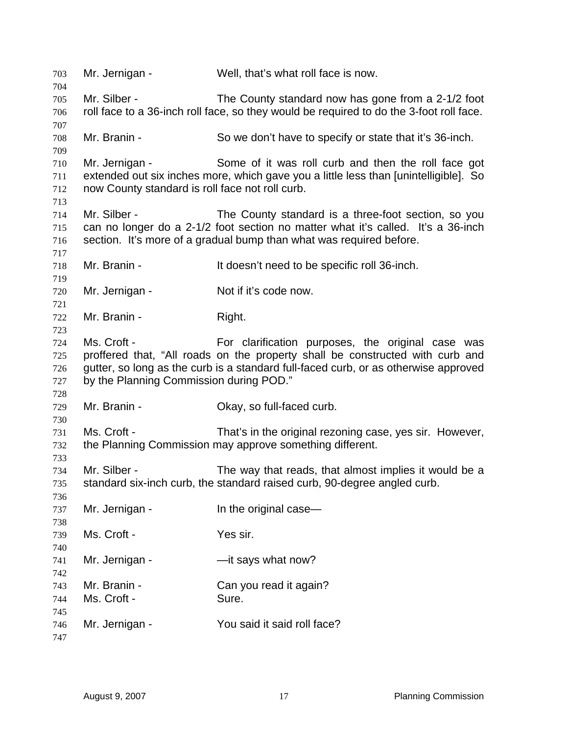Mr. Jernigan - Well, that's what roll face is now.

Mr. Silber - The County standard now has gone from a 2-1/2 foot roll face to a 36-inch roll face, so they would be required to do the 3-foot roll face.

Mr. Branin - So we don't have to specify or state that it's 36-inch.

Mr. Jernigan - Some of it was roll curb and then the roll face got extended out six inches more, which gave you a little less than [unintelligible]. So now County standard is roll face not roll curb.

Mr. Silber - The County standard is a three-foot section, so you can no longer do a 2-1/2 foot section no matter what it's called. It's a 36-inch section. It's more of a gradual bump than what was required before.

Mr. Branin - It doesn't need to be specific roll 36-inch.

Mr. Jernigan - Not if it's code now.

Mr. Branin - Right.

Ms. Croft - For clarification purposes, the original case was proffered that, "All roads on the property shall be constructed with curb and gutter, so long as the curb is a standard full-faced curb, or as otherwise approved by the Planning Commission during POD."

Mr. Branin - Okay, so full-faced curb.

Ms. Croft - That's in the original rezoning case, yes sir. However, the Planning Commission may approve something different.

Mr. Silber - The way that reads, that almost implies it would be a standard six-inch curb, the standard raised curb, 90-degree angled curb.

Mr. Jernigan - In the original case—

Ms. Croft - Yes sir.

Mr. Jernigan - —it says what now?

Mr. Branin - Can you read it again?
Ms. Croft - Sure.

Mr. Jernigan - You said it said roll face?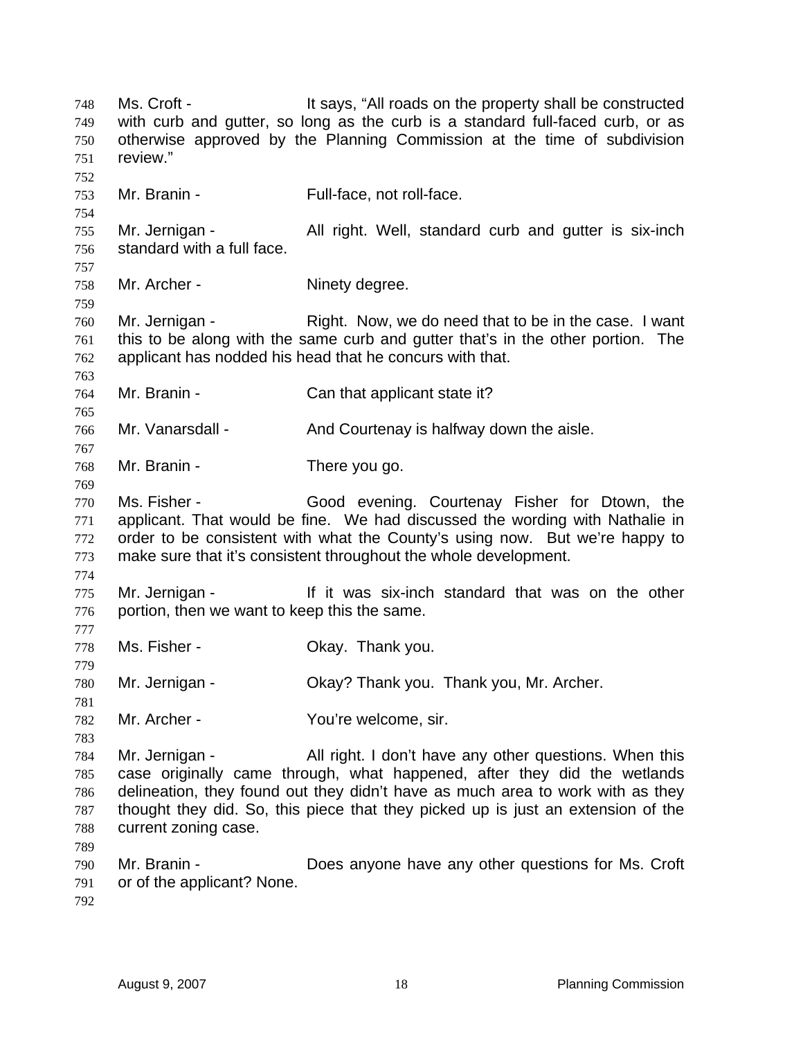Ms. Croft - It says, "All roads on the property shall be constructed with curb and gutter, so long as the curb is a standard full-faced curb, or as otherwise approved by the Planning Commission at the time of subdivision review."

Mr. Branin - Full-face, not roll-face.

Mr. Jernigan - All right. Well, standard curb and gutter is six-inch standard with a full face.

Mr. Archer - Ninety degree.

Mr. Jernigan - Right. Now, we do need that to be in the case. I want this to be along with the same curb and gutter that's in the other portion. The applicant has nodded his head that he concurs with that.

Mr. Branin - Can that applicant state it?

Mr. Vanarsdall - And Courtenay is halfway down the aisle.

Mr. Branin - There you go.

Ms. Fisher - Good evening. Courtenay Fisher for Dtown, the applicant. That would be fine. We had discussed the wording with Nathalie in order to be consistent with what the County's using now. But we're happy to make sure that it's consistent throughout the whole development.

Mr. Jernigan - If it was six-inch standard that was on the other portion, then we want to keep this the same.

Ms. Fisher - Okay. Thank you.

Mr. Jernigan - Okay? Thank you. Thank you, Mr. Archer.

Mr. Archer - You're welcome, sir.

Mr. Jernigan - All right. I don't have any other questions. When this case originally came through, what happened, after they did the wetlands delineation, they found out they didn't have as much area to work with as they thought they did. So, this piece that they picked up is just an extension of the current zoning case.

Mr. Branin - Does anyone have any other questions for Ms. Croft or of the applicant? None.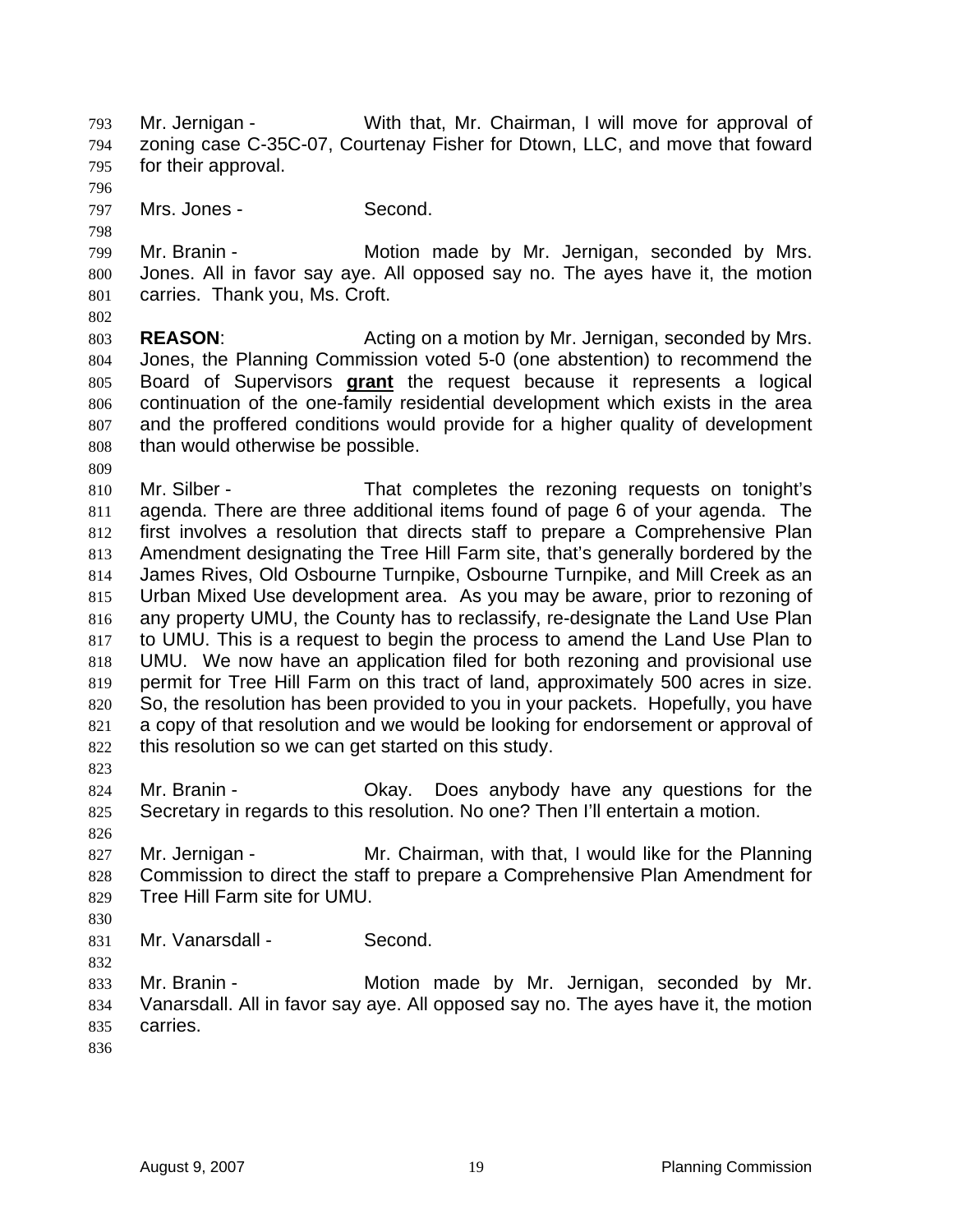Mr. Jernigan - With that, Mr. Chairman, I will move for approval of zoning case C-35C-07, Courtenay Fisher for Dtown, LLC, and move that foward for their approval.

Mrs. Jones - Second.

Mr. Branin - Motion made by Mr. Jernigan, seconded by Mrs. Jones. All in favor say aye. All opposed say no. The ayes have it, the motion carries. Thank you, Ms. Croft.

**REASON**: Acting on a motion by Mr. Jernigan, seconded by Mrs. Jones, the Planning Commission voted 5-0 (one abstention) to recommend the Board of Supervisors **grant** the request because it represents a logical continuation of the one-family residential development which exists in the area and the proffered conditions would provide for a higher quality of development than would otherwise be possible.

Mr. Silber - That completes the rezoning requests on tonight's agenda. There are three additional items found of page 6 of your agenda. The first involves a resolution that directs staff to prepare a Comprehensive Plan Amendment designating the Tree Hill Farm site, that's generally bordered by the James Rives, Old Osbourne Turnpike, Osbourne Turnpike, and Mill Creek as an Urban Mixed Use development area. As you may be aware, prior to rezoning of any property UMU, the County has to reclassify, re-designate the Land Use Plan to UMU. This is a request to begin the process to amend the Land Use Plan to UMU. We now have an application filed for both rezoning and provisional use permit for Tree Hill Farm on this tract of land, approximately 500 acres in size. So, the resolution has been provided to you in your packets. Hopefully, you have a copy of that resolution and we would be looking for endorsement or approval of this resolution so we can get started on this study.

Mr. Branin - Okay. Does anybody have any questions for the Secretary in regards to this resolution. No one? Then I'll entertain a motion.

Mr. Jernigan - Mr. Chairman, with that, I would like for the Planning Commission to direct the staff to prepare a Comprehensive Plan Amendment for Tree Hill Farm site for UMU.

Mr. Vanarsdall - Second.

Mr. Branin - Motion made by Mr. Jernigan, seconded by Mr. Vanarsdall. All in favor say aye. All opposed say no. The ayes have it, the motion carries.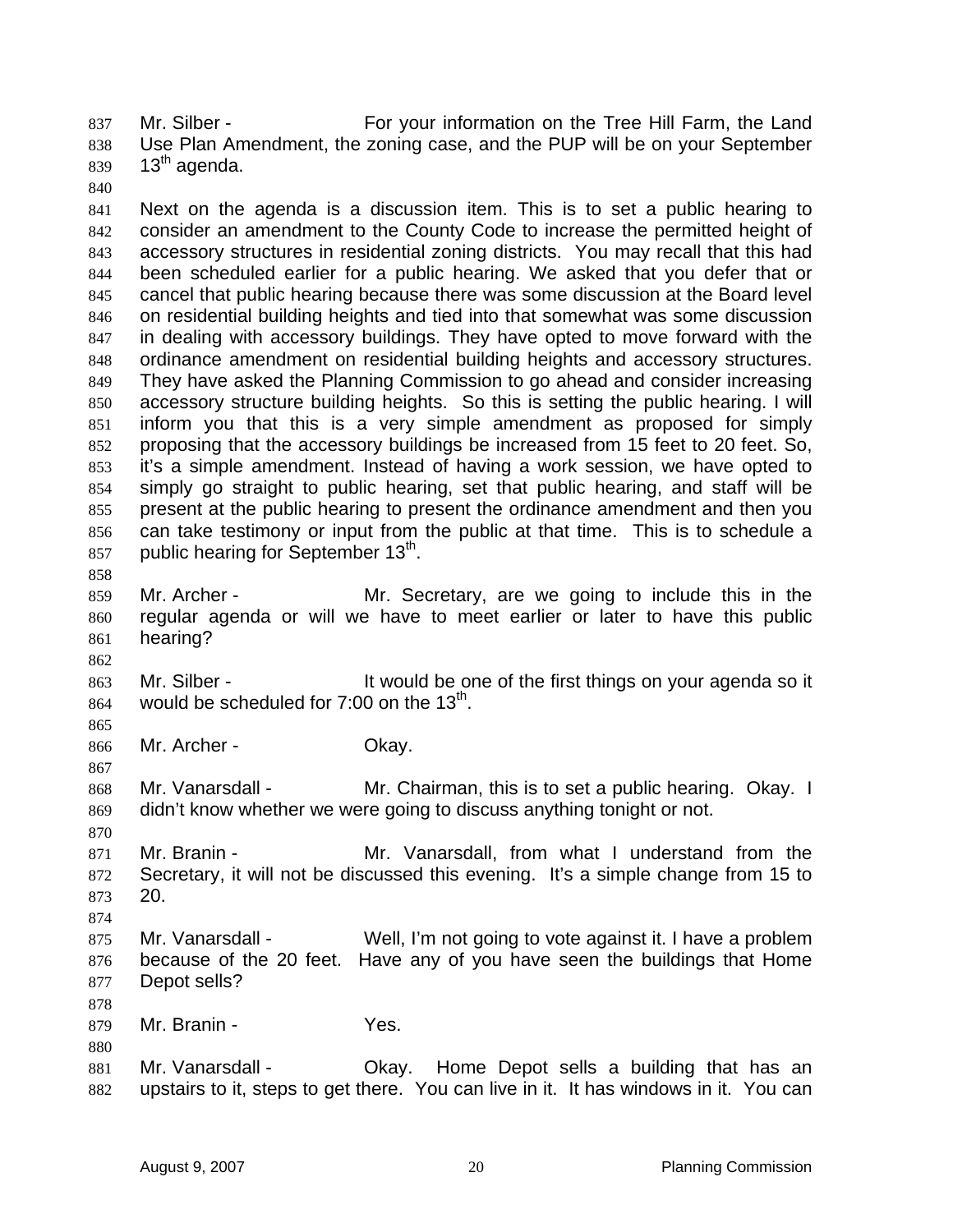Mr. Silber - For your information on the Tree Hill Farm, the Land Use Plan Amendment, the zoning case, and the PUP will be on your September 13th agenda.

Next on the agenda is a discussion item. This is to set a public hearing to consider an amendment to the County Code to increase the permitted height of accessory structures in residential zoning districts. You may recall that this had been scheduled earlier for a public hearing. We asked that you defer that or cancel that public hearing because there was some discussion at the Board level on residential building heights and tied into that somewhat was some discussion in dealing with accessory buildings. They have opted to move forward with the ordinance amendment on residential building heights and accessory structures. They have asked the Planning Commission to go ahead and consider increasing accessory structure building heights. So this is setting the public hearing. I will inform you that this is a very simple amendment as proposed for simply proposing that the accessory buildings be increased from 15 feet to 20 feet. So, it's a simple amendment. Instead of having a work session, we have opted to simply go straight to public hearing, set that public hearing, and staff will be present at the public hearing to present the ordinance amendment and then you can take testimony or input from the public at that time. This is to schedule a public hearing for September 13th.

Mr. Archer - Mr. Secretary, are we going to include this in the regular agenda or will we have to meet earlier or later to have this public hearing?

Mr. Silber - It would be one of the first things on your agenda so it would be scheduled for 7:00 on the 13th.

Mr. Archer - Okay.

Mr. Vanarsdall - Mr. Chairman, this is to set a public hearing. Okay. I didn't know whether we were going to discuss anything tonight or not.

Mr. Branin - Mr. Vanarsdall, from what I understand from the Secretary, it will not be discussed this evening. It's a simple change from 15 to 20.

Mr. Vanarsdall - Well, I'm not going to vote against it. I have a problem because of the 20 feet. Have any of you have seen the buildings that Home Depot sells?

Mr. Branin - Yes.

Mr. Vanarsdall - Okay. Home Depot sells a building that has an upstairs to it, steps to get there. You can live in it. It has windows in it. You can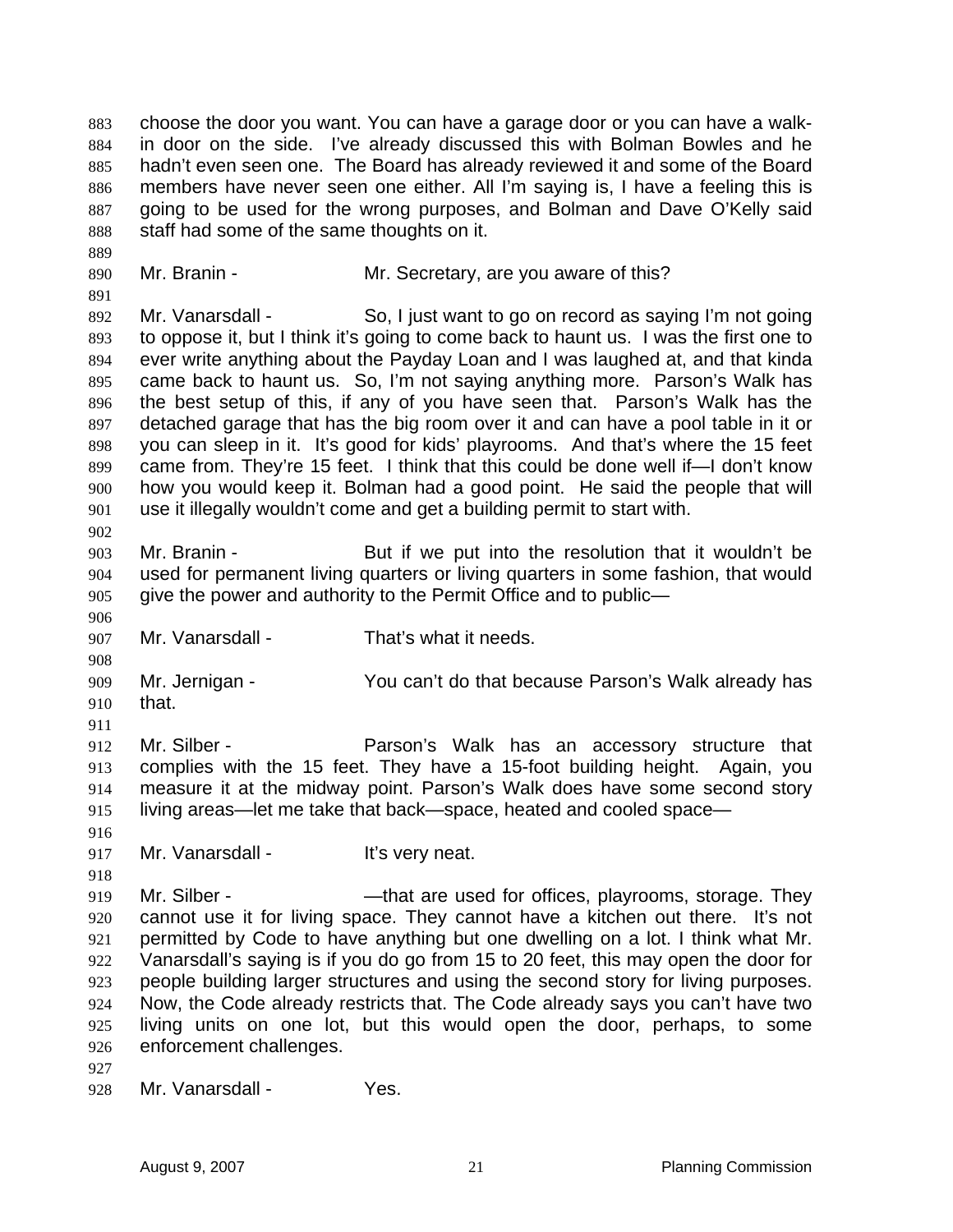choose the door you want. You can have a garage door or you can have a walk-in door on the side. I've already discussed this with Bolman Bowles and he hadn't even seen one. The Board has already reviewed it and some of the Board members have never seen one either. All I'm saying is, I have a feeling this is going to be used for the wrong purposes, and Bolman and Dave O'Kelly said staff had some of the same thoughts on it.

Mr. Branin - Mr. Secretary, are you aware of this?

Mr. Vanarsdall - So, I just want to go on record as saying I'm not going to oppose it, but I think it's going to come back to haunt us. I was the first one to ever write anything about the Payday Loan and I was laughed at, and that kinda came back to haunt us. So, I'm not saying anything more. Parson's Walk has the best setup of this, if any of you have seen that. Parson's Walk has the detached garage that has the big room over it and can have a pool table in it or you can sleep in it. It's good for kids' playrooms. And that's where the 15 feet came from. They're 15 feet. I think that this could be done well if—I don't know how you would keep it. Bolman had a good point. He said the people that will use it illegally wouldn't come and get a building permit to start with.

Mr. Branin - But if we put into the resolution that it wouldn't be used for permanent living quarters or living quarters in some fashion, that would give the power and authority to the Permit Office and to public—

Mr. Vanarsdall - That's what it needs.

Mr. Jernigan - You can't do that because Parson's Walk already has that.

Mr. Silber - Parson's Walk has an accessory structure that complies with the 15 feet. They have a 15-foot building height. Again, you measure it at the midway point. Parson's Walk does have some second story living areas—let me take that back—space, heated and cooled space—

Mr. Vanarsdall - It's very neat.

Mr. Silber - —that are used for offices, playrooms, storage. They cannot use it for living space. They cannot have a kitchen out there. It's not permitted by Code to have anything but one dwelling on a lot. I think what Mr. Vanarsdall's saying is if you do go from 15 to 20 feet, this may open the door for people building larger structures and using the second story for living purposes. Now, the Code already restricts that. The Code already says you can't have two living units on one lot, but this would open the door, perhaps, to some enforcement challenges.

Mr. Vanarsdall - Yes.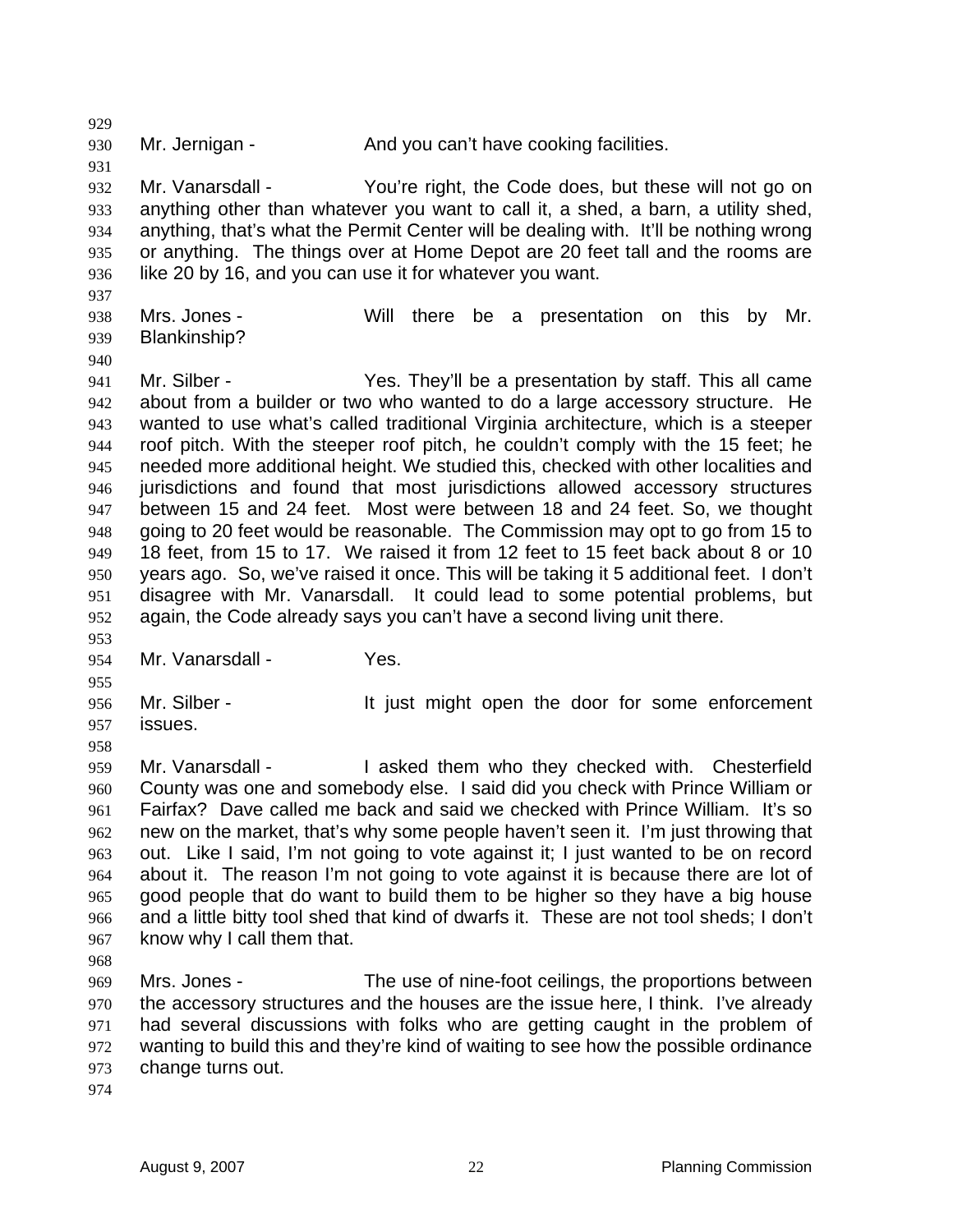Mr. Jernigan - And you can't have cooking facilities.

Mr. Vanarsdall - You're right, the Code does, but these will not go on anything other than whatever you want to call it, a shed, a barn, a utility shed, anything, that's what the Permit Center will be dealing with. It'll be nothing wrong or anything. The things over at Home Depot are 20 feet tall and the rooms are like 20 by 16, and you can use it for whatever you want.

Mrs. Jones - Will there be a presentation on this by Mr. Blankinship?

Mr. Silber - Yes. They'll be a presentation by staff. This all came about from a builder or two who wanted to do a large accessory structure. He wanted to use what's called traditional Virginia architecture, which is a steeper roof pitch. With the steeper roof pitch, he couldn't comply with the 15 feet; he needed more additional height. We studied this, checked with other localities and jurisdictions and found that most jurisdictions allowed accessory structures between 15 and 24 feet. Most were between 18 and 24 feet. So, we thought going to 20 feet would be reasonable. The Commission may opt to go from 15 to 18 feet, from 15 to 17. We raised it from 12 feet to 15 feet back about 8 or 10 years ago. So, we've raised it once. This will be taking it 5 additional feet. I don't disagree with Mr. Vanarsdall. It could lead to some potential problems, but again, the Code already says you can't have a second living unit there.

Mr. Vanarsdall - Yes.

Mr. Silber - It just might open the door for some enforcement issues.

Mr. Vanarsdall - I asked them who they checked with. Chesterfield County was one and somebody else. I said did you check with Prince William or Fairfax? Dave called me back and said we checked with Prince William. It's so new on the market, that's why some people haven't seen it. I'm just throwing that out. Like I said, I'm not going to vote against it; I just wanted to be on record about it. The reason I'm not going to vote against it is because there are lot of good people that do want to build them to be higher so they have a big house and a little bitty tool shed that kind of dwarfs it. These are not tool sheds; I don't know why I call them that.

Mrs. Jones - The use of nine-foot ceilings, the proportions between the accessory structures and the houses are the issue here, I think. I've already had several discussions with folks who are getting caught in the problem of wanting to build this and they're kind of waiting to see how the possible ordinance change turns out.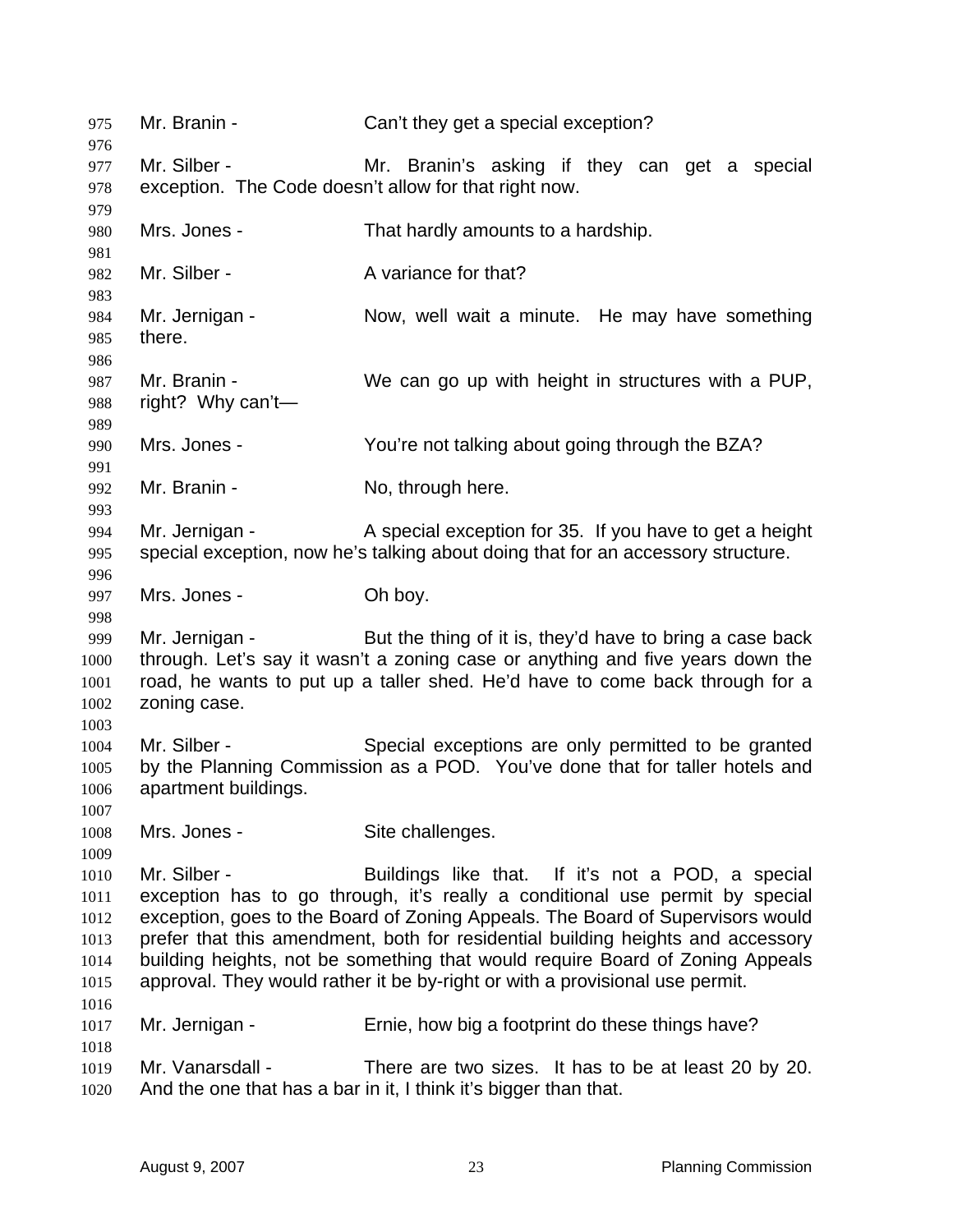Mr. Branin - Can't they get a special exception?

Mr. Silber - Mr. Branin's asking if they can get a special exception. The Code doesn't allow for that right now.

Mrs. Jones - That hardly amounts to a hardship.

Mr. Silber - A variance for that?

Mr. Jernigan - Now, well wait a minute. He may have something there.

Mr. Branin - We can go up with height in structures with a PUP, right? Why can't—

Mrs. Jones - You're not talking about going through the BZA?

Mr. Branin - No, through here.

Mr. Jernigan - A special exception for 35. If you have to get a height special exception, now he's talking about doing that for an accessory structure.

Mrs. Jones - Oh boy.

Mr. Jernigan - But the thing of it is, they'd have to bring a case back through. Let's say it wasn't a zoning case or anything and five years down the road, he wants to put up a taller shed. He'd have to come back through for a zoning case.

Mr. Silber - Special exceptions are only permitted to be granted by the Planning Commission as a POD. You've done that for taller hotels and apartment buildings.

Mrs. Jones - Site challenges.

Mr. Silber - Buildings like that. If it's not a POD, a special exception has to go through, it's really a conditional use permit by special exception, goes to the Board of Zoning Appeals. The Board of Supervisors would prefer that this amendment, both for residential building heights and accessory building heights, not be something that would require Board of Zoning Appeals approval. They would rather it be by-right or with a provisional use permit.

Mr. Jernigan - Ernie, how big a footprint do these things have?

Mr. Vanarsdall - There are two sizes. It has to be at least 20 by 20. And the one that has a bar in it, I think it's bigger than that.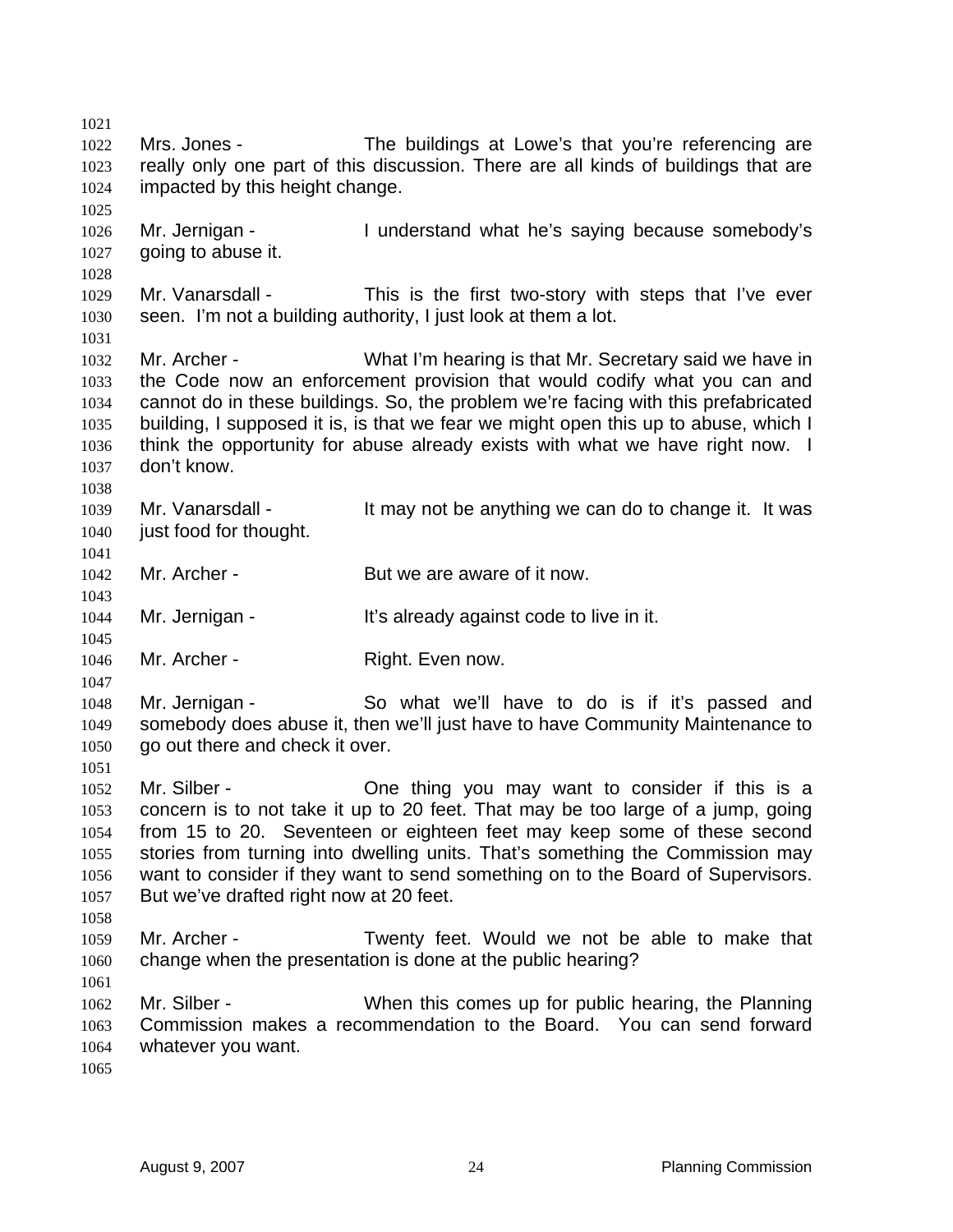Mrs. Jones - The buildings at Lowe's that you're referencing are really only one part of this discussion. There are all kinds of buildings that are impacted by this height change.

Mr. Jernigan - I understand what he's saying because somebody's going to abuse it.

Mr. Vanarsdall - This is the first two-story with steps that I've ever seen. I'm not a building authority, I just look at them a lot.

Mr. Archer - What I'm hearing is that Mr. Secretary said we have in the Code now an enforcement provision that would codify what you can and cannot do in these buildings. So, the problem we're facing with this prefabricated building, I supposed it is, is that we fear we might open this up to abuse, which I think the opportunity for abuse already exists with what we have right now. I don't know.

Mr. Vanarsdall - It may not be anything we can do to change it. It was just food for thought.

Mr. Archer - But we are aware of it now.

Mr. Jernigan - It's already against code to live in it.

Mr. Archer - Right. Even now.

Mr. Jernigan - So what we'll have to do is if it's passed and somebody does abuse it, then we'll just have to have Community Maintenance to go out there and check it over.

Mr. Silber - One thing you may want to consider if this is a concern is to not take it up to 20 feet. That may be too large of a jump, going from 15 to 20. Seventeen or eighteen feet may keep some of these second stories from turning into dwelling units. That's something the Commission may want to consider if they want to send something on to the Board of Supervisors. But we've drafted right now at 20 feet.

Mr. Archer - Twenty feet. Would we not be able to make that change when the presentation is done at the public hearing?

Mr. Silber - When this comes up for public hearing, the Planning Commission makes a recommendation to the Board. You can send forward whatever you want.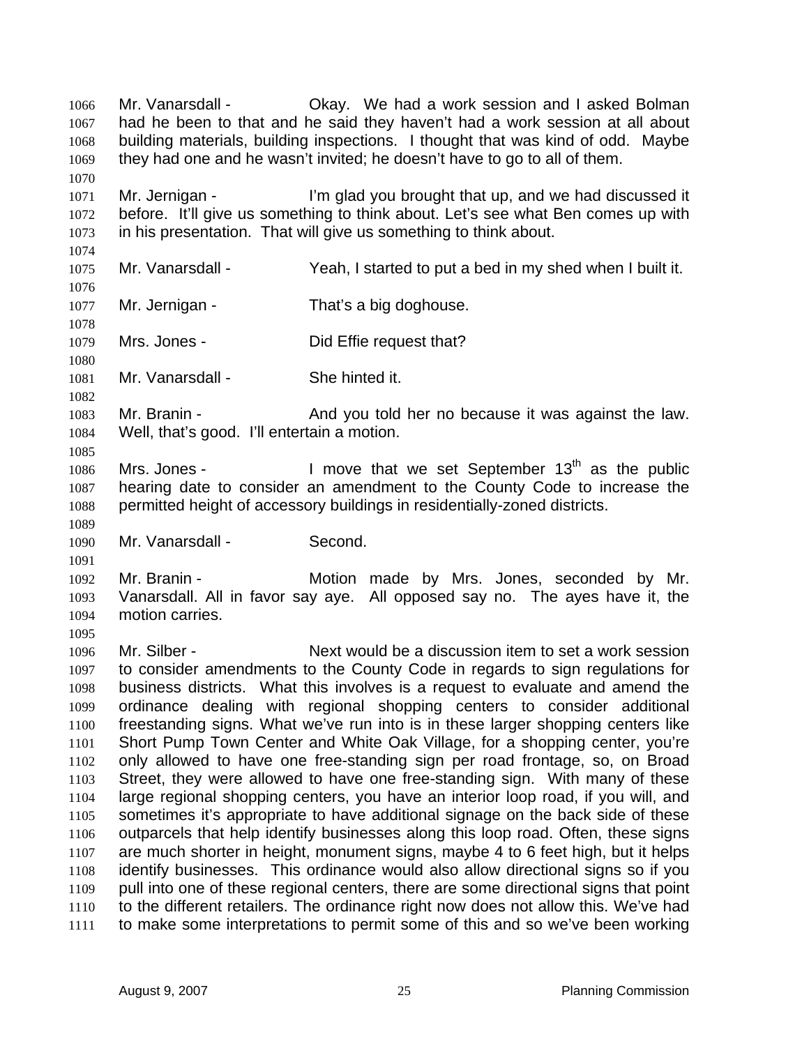Mr. Vanarsdall - Okay. We had a work session and I asked Bolman had he been to that and he said they haven't had a work session at all about building materials, building inspections. I thought that was kind of odd. Maybe they had one and he wasn't invited; he doesn't have to go to all of them.

Mr. Jernigan - I'm glad you brought that up, and we had discussed it before. It'll give us something to think about. Let's see what Ben comes up with in his presentation. That will give us something to think about.

Mr. Vanarsdall - Yeah, I started to put a bed in my shed when I built it.

Mr. Jernigan - That's a big doghouse.

Mrs. Jones - Did Effie request that?

Mr. Vanarsdall - She hinted it.

Mr. Branin - And you told her no because it was against the law. Well, that's good. I'll entertain a motion.

Mrs. Jones - I move that we set September 13th as the public hearing date to consider an amendment to the County Code to increase the permitted height of accessory buildings in residentially-zoned districts.

Mr. Vanarsdall - Second.

Mr. Branin - Motion made by Mrs. Jones, seconded by Mr. Vanarsdall. All in favor say aye. All opposed say no. The ayes have it, the motion carries.

Mr. Silber - Next would be a discussion item to set a work session to consider amendments to the County Code in regards to sign regulations for business districts. What this involves is a request to evaluate and amend the ordinance dealing with regional shopping centers to consider additional freestanding signs. What we've run into is in these larger shopping centers like Short Pump Town Center and White Oak Village, for a shopping center, you're only allowed to have one free-standing sign per road frontage, so, on Broad Street, they were allowed to have one free-standing sign. With many of these large regional shopping centers, you have an interior loop road, if you will, and sometimes it's appropriate to have additional signage on the back side of these outparcels that help identify businesses along this loop road. Often, these signs are much shorter in height, monument signs, maybe 4 to 6 feet high, but it helps identify businesses. This ordinance would also allow directional signs so if you pull into one of these regional centers, there are some directional signs that point to the different retailers. The ordinance right now does not allow this. We've had to make some interpretations to permit some of this and so we've been working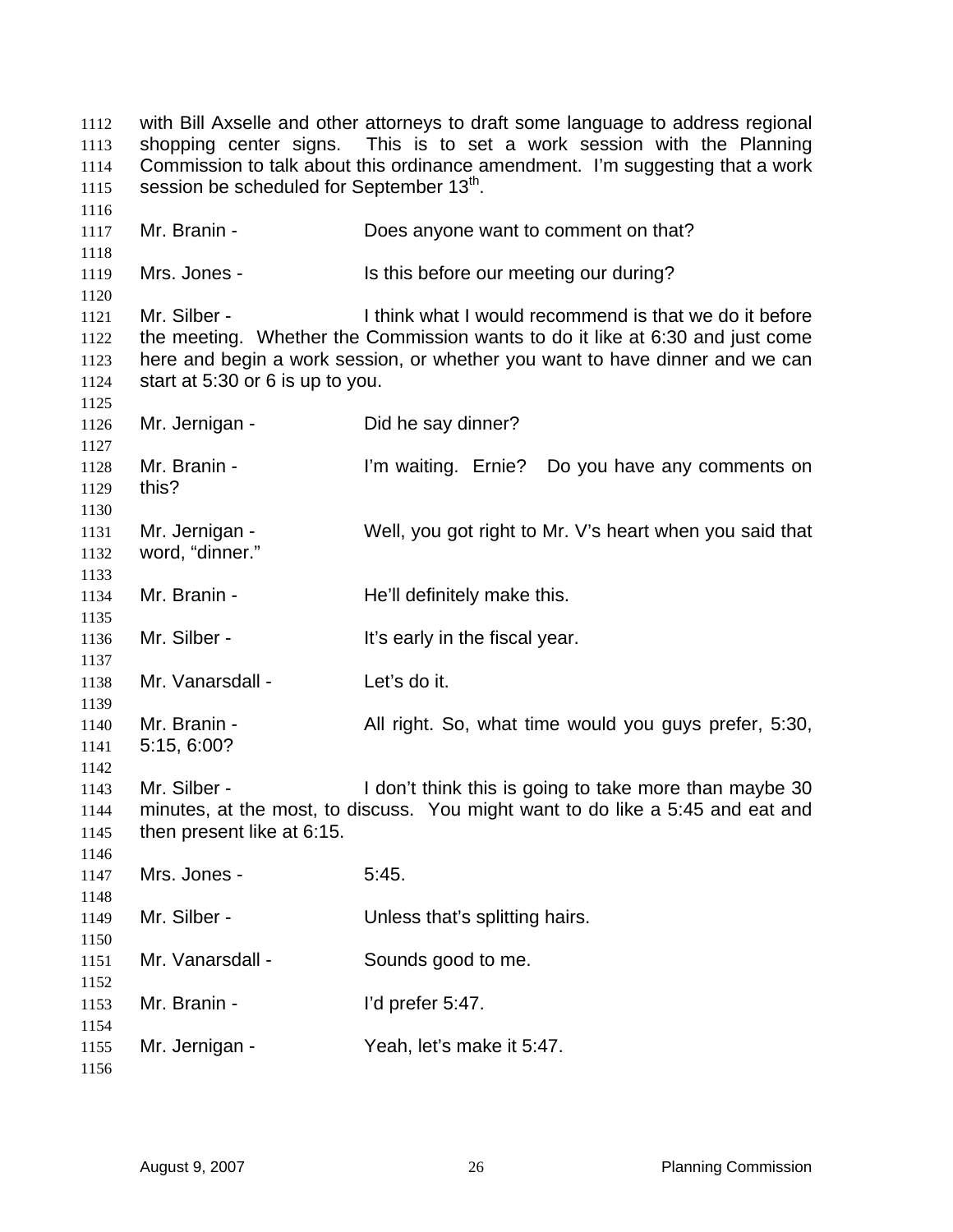with Bill Axselle and other attorneys to draft some language to address regional shopping center signs. This is to set a work session with the Planning Commission to talk about this ordinance amendment. I'm suggesting that a work session be scheduled for September 13th.

Mr. Branin - Does anyone want to comment on that?

Mrs. Jones - Is this before our meeting our during?

Mr. Silber - I think what I would recommend is that we do it before the meeting. Whether the Commission wants to do it like at 6:30 and just come here and begin a work session, or whether you want to have dinner and we can start at 5:30 or 6 is up to you.

Mr. Jernigan - Did he say dinner?

Mr. Branin - I'm waiting. Ernie? Do you have any comments on this?

Mr. Jernigan - Well, you got right to Mr. V's heart when you said that word, "dinner."

Mr. Branin - He'll definitely make this.

Mr. Silber - It's early in the fiscal year.

Mr. Vanarsdall - Let's do it.

Mr. Branin - All right. So, what time would you guys prefer, 5:30, 5:15, 6:00?

Mr. Silber - I don't think this is going to take more than maybe 30 minutes, at the most, to discuss. You might want to do like a 5:45 and eat and then present like at 6:15.

Mrs. Jones - 5:45.

Mr. Silber - Unless that's splitting hairs.

Mr. Vanarsdall - Sounds good to me.

Mr. Branin - I'd prefer 5:47.

Mr. Jernigan - Yeah, let's make it 5:47.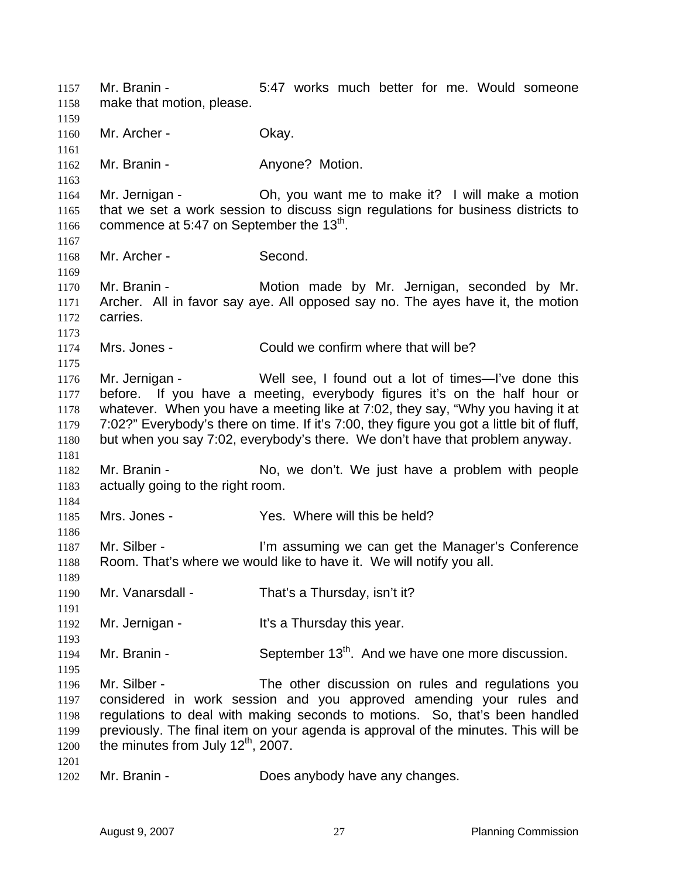Mr. Branin - 5:47 works much better for me. Would someone make that motion, please.

Mr. Archer - Okay.

Mr. Branin - Anyone? Motion.

Mr. Jernigan - Oh, you want me to make it? I will make a motion that we set a work session to discuss sign regulations for business districts to commence at 5:47 on September the 13th.

Mr. Archer - Second.

Mr. Branin - Motion made by Mr. Jernigan, seconded by Mr. Archer. All in favor say aye. All opposed say no. The ayes have it, the motion carries.

Mrs. Jones - Could we confirm where that will be?

Mr. Jernigan - Well see, I found out a lot of times—I've done this before. If you have a meeting, everybody figures it's on the half hour or whatever. When you have a meeting like at 7:02, they say, "Why you having it at 7:02?" Everybody's there on time. If it's 7:00, they figure you got a little bit of fluff, but when you say 7:02, everybody's there. We don't have that problem anyway.

Mr. Branin - No, we don't. We just have a problem with people actually going to the right room.

Mrs. Jones - Yes. Where will this be held?

Mr. Silber - I'm assuming we can get the Manager's Conference Room. That's where we would like to have it. We will notify you all.

Mr. Vanarsdall - That's a Thursday, isn't it?

Mr. Jernigan - It's a Thursday this year.

Mr. Branin - September 13th. And we have one more discussion.

Mr. Silber - The other discussion on rules and regulations you considered in work session and you approved amending your rules and regulations to deal with making seconds to motions. So, that's been handled previously. The final item on your agenda is approval of the minutes. This will be the minutes from July 12th, 2007.

Mr. Branin - Does anybody have any changes.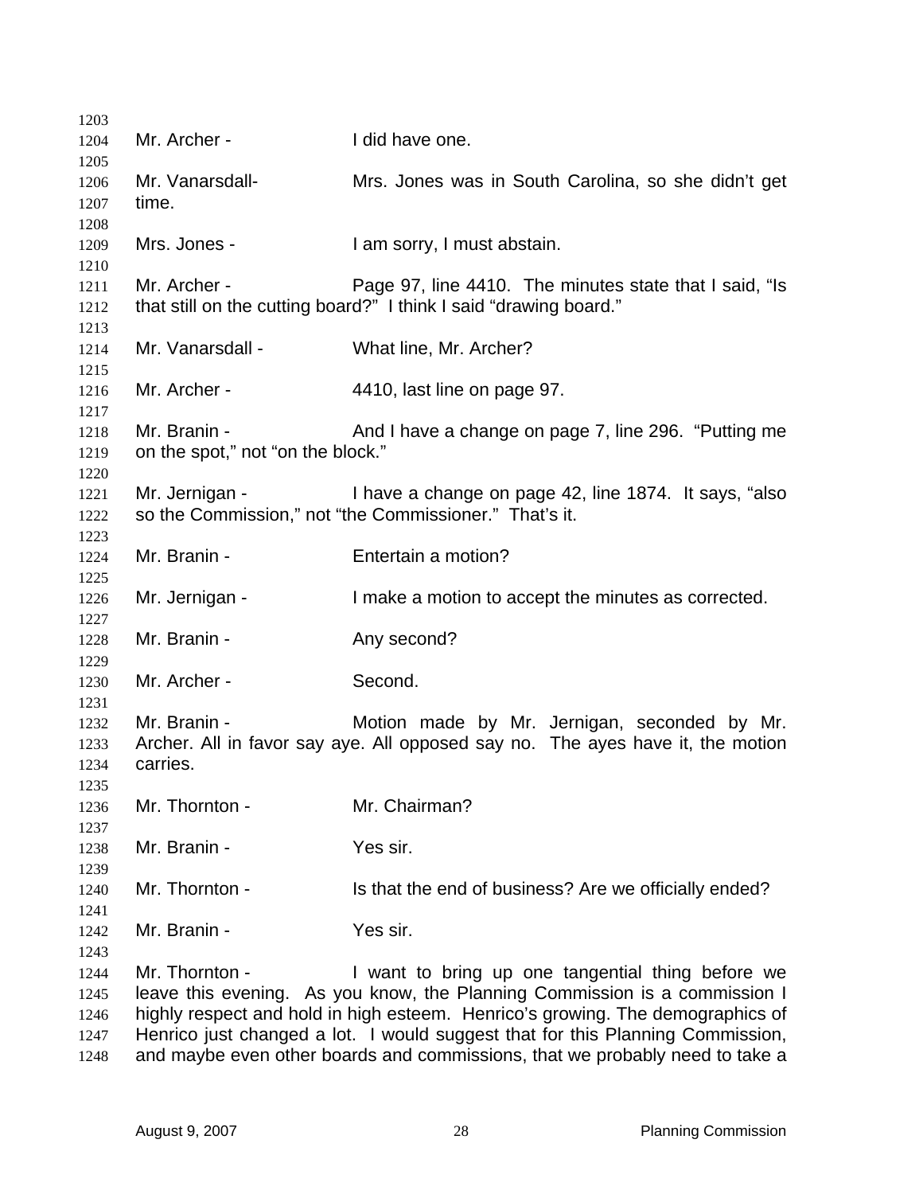Mr. Archer - I did have one.

Mr. Vanarsdall- Mrs. Jones was in South Carolina, so she didn't get time.

Mrs. Jones - I am sorry, I must abstain.

Mr. Archer - Page 97, line 4410. The minutes state that I said, "Is that still on the cutting board?" I think I said "drawing board."

Mr. Vanarsdall - What line, Mr. Archer?

Mr. Archer - 4410, last line on page 97.

Mr. Branin - And I have a change on page 7, line 296. "Putting me on the spot," not "on the block."

Mr. Jernigan - I have a change on page 42, line 1874. It says, "also so the Commission," not "the Commissioner." That's it.

Mr. Branin - Entertain a motion?

Mr. Jernigan - I make a motion to accept the minutes as corrected.

Mr. Branin - Any second?

Mr. Archer - Second.

Mr. Branin - Motion made by Mr. Jernigan, seconded by Mr. Archer. All in favor say aye. All opposed say no. The ayes have it, the motion carries.

Mr. Thornton - Mr. Chairman?

Mr. Branin - Yes sir.

Mr. Thornton - Is that the end of business? Are we officially ended?

Mr. Branin - Yes sir.

Mr. Thornton - I want to bring up one tangential thing before we leave this evening. As you know, the Planning Commission is a commission I highly respect and hold in high esteem. Henrico's growing. The demographics of Henrico just changed a lot. I would suggest that for this Planning Commission, and maybe even other boards and commissions, that we probably need to take a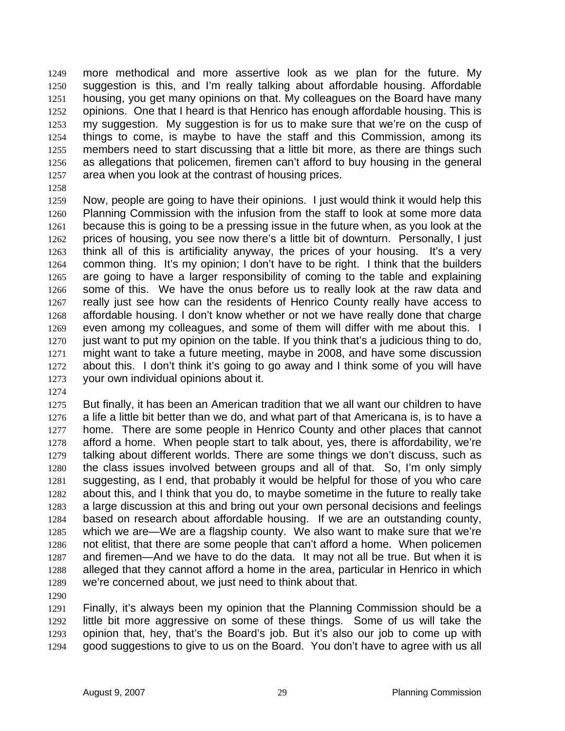more methodical and more assertive look as we plan for the future. My suggestion is this, and I'm really talking about affordable housing. Affordable housing, you get many opinions on that. My colleagues on the Board have many opinions. One that I heard is that Henrico has enough affordable housing. This is my suggestion. My suggestion is for us to make sure that we're on the cusp of things to come, is maybe to have the staff and this Commission, among its members need to start discussing that a little bit more, as there are things such as allegations that policemen, firemen can't afford to buy housing in the general area when you look at the contrast of housing prices.

Now, people are going to have their opinions. I just would think it would help this Planning Commission with the infusion from the staff to look at some more data because this is going to be a pressing issue in the future when, as you look at the prices of housing, you see now there's a little bit of downturn. Personally, I just think all of this is artificiality anyway, the prices of your housing. It's a very common thing. It's my opinion; I don't have to be right. I think that the builders are going to have a larger responsibility of coming to the table and explaining some of this. We have the onus before us to really look at the raw data and really just see how can the residents of Henrico County really have access to affordable housing. I don't know whether or not we have really done that charge even among my colleagues, and some of them will differ with me about this. I just want to put my opinion on the table. If you think that's a judicious thing to do, might want to take a future meeting, maybe in 2008, and have some discussion about this. I don't think it's going to go away and I think some of you will have your own individual opinions about it.

But finally, it has been an American tradition that we all want our children to have a life a little bit better than we do, and what part of that Americana is, is to have a home. There are some people in Henrico County and other places that cannot afford a home. When people start to talk about, yes, there is affordability, we're talking about different worlds. There are some things we don't discuss, such as the class issues involved between groups and all of that. So, I'm only simply suggesting, as I end, that probably it would be helpful for those of you who care about this, and I think that you do, to maybe sometime in the future to really take a large discussion at this and bring out your own personal decisions and feelings based on research about affordable housing. If we are an outstanding county, which we are—We are a flagship county. We also want to make sure that we're not elitist, that there are some people that can't afford a home. When policemen and firemen—And we have to do the data. It may not all be true. But when it is alleged that they cannot afford a home in the area, particular in Henrico in which we're concerned about, we just need to think about that.

Finally, it's always been my opinion that the Planning Commission should be a little bit more aggressive on some of these things. Some of us will take the opinion that, hey, that's the Board's job. But it's also our job to come up with good suggestions to give to us on the Board. You don't have to agree with us all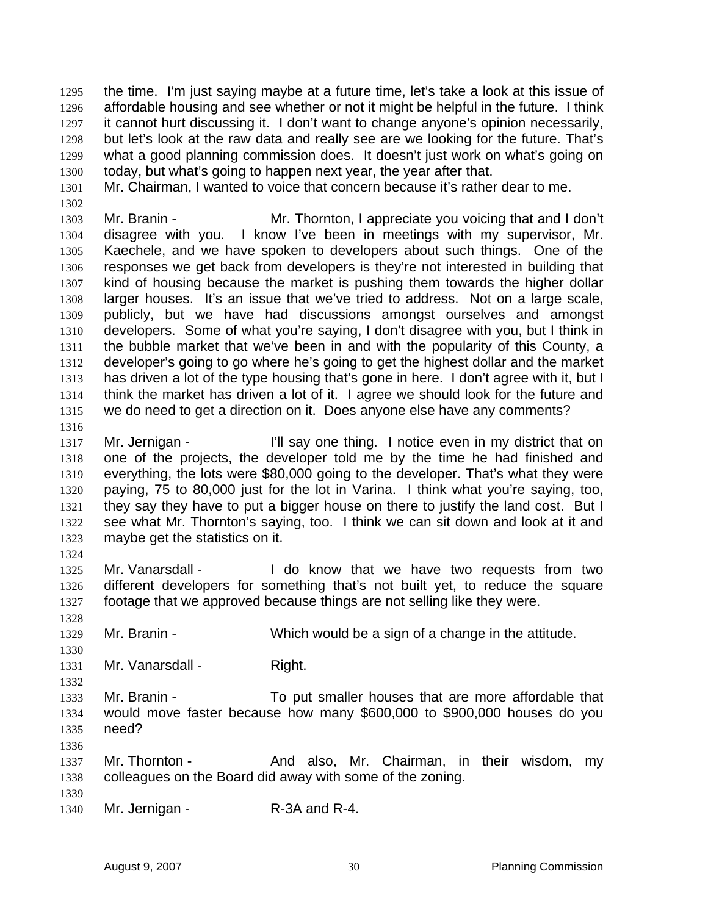the time. I'm just saying maybe at a future time, let's take a look at this issue of affordable housing and see whether or not it might be helpful in the future. I think it cannot hurt discussing it. I don't want to change anyone's opinion necessarily, but let's look at the raw data and really see are we looking for the future. That's what a good planning commission does. It doesn't just work on what's going on today, but what's going to happen next year, the year after that.
Mr. Chairman, I wanted to voice that concern because it's rather dear to me.

Mr. Branin - Mr. Thornton, I appreciate you voicing that and I don't disagree with you. I know I've been in meetings with my supervisor, Mr. Kaechele, and we have spoken to developers about such things. One of the responses we get back from developers is they're not interested in building that kind of housing because the market is pushing them towards the higher dollar larger houses. It's an issue that we've tried to address. Not on a large scale, publicly, but we have had discussions amongst ourselves and amongst developers. Some of what you're saying, I don't disagree with you, but I think in the bubble market that we've been in and with the popularity of this County, a developer's going to go where he's going to get the highest dollar and the market has driven a lot of the type housing that's gone in here. I don't agree with it, but I think the market has driven a lot of it. I agree we should look for the future and we do need to get a direction on it. Does anyone else have any comments?

Mr. Jernigan - I'll say one thing. I notice even in my district that on one of the projects, the developer told me by the time he had finished and everything, the lots were $80,000 going to the developer. That's what they were paying, 75 to 80,000 just for the lot in Varina. I think what you're saying, too, they say they have to put a bigger house on there to justify the land cost. But I see what Mr. Thornton's saying, too. I think we can sit down and look at it and maybe get the statistics on it.

Mr. Vanarsdall - I do know that we have two requests from two different developers for something that's not built yet, to reduce the square footage that we approved because things are not selling like they were.

Mr. Branin - Which would be a sign of a change in the attitude.

Mr. Vanarsdall - Right.

Mr. Branin - To put smaller houses that are more affordable that would move faster because how many $600,000 to $900,000 houses do you need?

Mr. Thornton - And also, Mr. Chairman, in their wisdom, my colleagues on the Board did away with some of the zoning.

Mr. Jernigan - R-3A and R-4.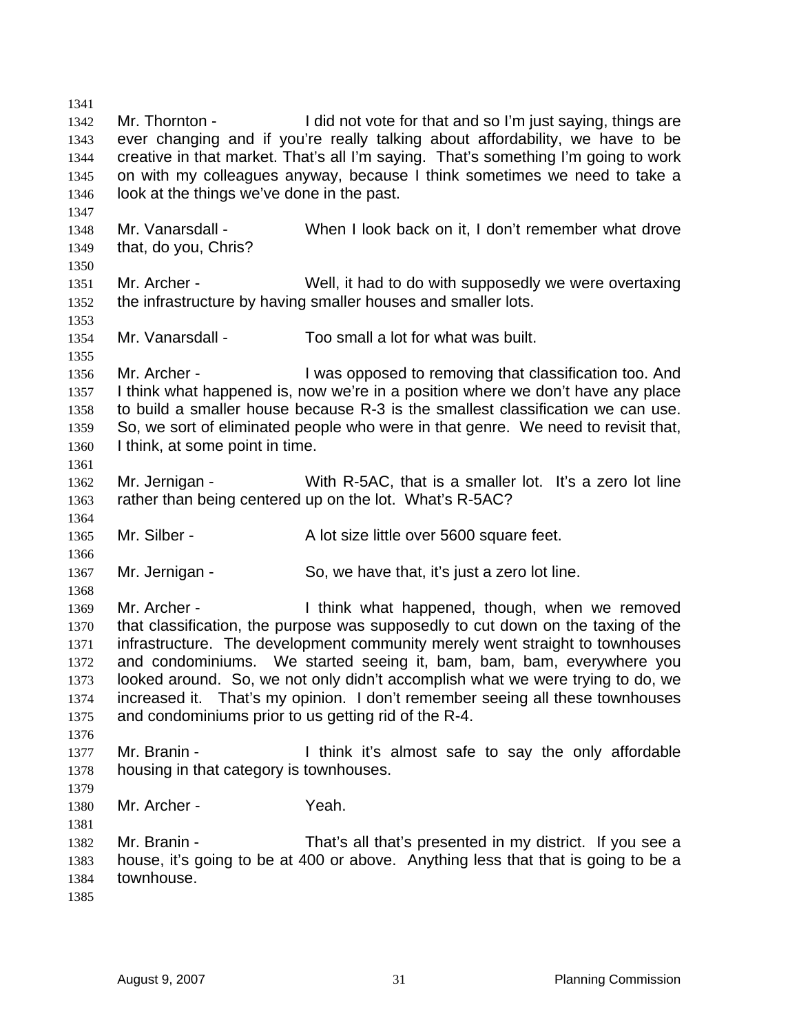Mr. Thornton - I did not vote for that and so I'm just saying, things are ever changing and if you're really talking about affordability, we have to be creative in that market. That's all I'm saying. That's something I'm going to work on with my colleagues anyway, because I think sometimes we need to take a look at the things we've done in the past.

Mr. Vanarsdall - When I look back on it, I don't remember what drove that, do you, Chris?

Mr. Archer - Well, it had to do with supposedly we were overtaxing the infrastructure by having smaller houses and smaller lots.

Mr. Vanarsdall - Too small a lot for what was built.

Mr. Archer - I was opposed to removing that classification too. And I think what happened is, now we're in a position where we don't have any place to build a smaller house because R-3 is the smallest classification we can use. So, we sort of eliminated people who were in that genre. We need to revisit that, I think, at some point in time.

Mr. Jernigan - With R-5AC, that is a smaller lot. It's a zero lot line rather than being centered up on the lot. What's R-5AC?

Mr. Silber - A lot size little over 5600 square feet.

Mr. Jernigan - So, we have that, it's just a zero lot line.

Mr. Archer - I think what happened, though, when we removed that classification, the purpose was supposedly to cut down on the taxing of the infrastructure. The development community merely went straight to townhouses and condominiums. We started seeing it, bam, bam, bam, everywhere you looked around. So, we not only didn't accomplish what we were trying to do, we increased it. That's my opinion. I don't remember seeing all these townhouses and condominiums prior to us getting rid of the R-4.

Mr. Branin - I think it's almost safe to say the only affordable housing in that category is townhouses.

Mr. Archer - Yeah.

Mr. Branin - That's all that's presented in my district. If you see a house, it's going to be at 400 or above. Anything less that that is going to be a townhouse.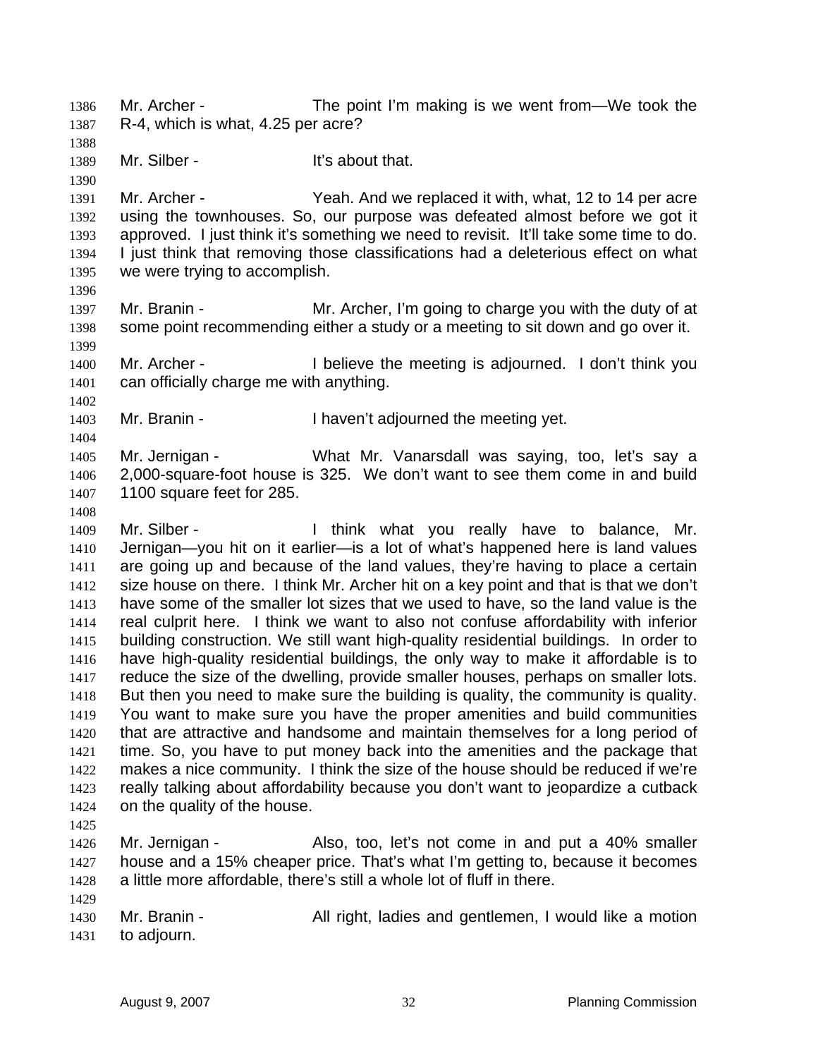Mr. Archer - The point I'm making is we went from—We took the R-4, which is what, 4.25 per acre?

Mr. Silber - It's about that.

Mr. Archer - Yeah. And we replaced it with, what, 12 to 14 per acre using the townhouses. So, our purpose was defeated almost before we got it approved. I just think it's something we need to revisit. It'll take some time to do. I just think that removing those classifications had a deleterious effect on what we were trying to accomplish.

Mr. Branin - Mr. Archer, I'm going to charge you with the duty of at some point recommending either a study or a meeting to sit down and go over it.

Mr. Archer - I believe the meeting is adjourned. I don't think you can officially charge me with anything.

Mr. Branin - I haven't adjourned the meeting yet.

Mr. Jernigan - What Mr. Vanarsdall was saying, too, let's say a 2,000-square-foot house is 325. We don't want to see them come in and build 1100 square feet for 285.

Mr. Silber - I think what you really have to balance, Mr. Jernigan—you hit on it earlier—is a lot of what's happened here is land values are going up and because of the land values, they're having to place a certain size house on there. I think Mr. Archer hit on a key point and that is that we don't have some of the smaller lot sizes that we used to have, so the land value is the real culprit here. I think we want to also not confuse affordability with inferior building construction. We still want high-quality residential buildings. In order to have high-quality residential buildings, the only way to make it affordable is to reduce the size of the dwelling, provide smaller houses, perhaps on smaller lots. But then you need to make sure the building is quality, the community is quality. You want to make sure you have the proper amenities and build communities that are attractive and handsome and maintain themselves for a long period of time. So, you have to put money back into the amenities and the package that makes a nice community. I think the size of the house should be reduced if we're really talking about affordability because you don't want to jeopardize a cutback on the quality of the house.

Mr. Jernigan - Also, too, let's not come in and put a 40% smaller house and a 15% cheaper price. That's what I'm getting to, because it becomes a little more affordable, there's still a whole lot of fluff in there.

Mr. Branin - All right, ladies and gentlemen, I would like a motion to adjourn.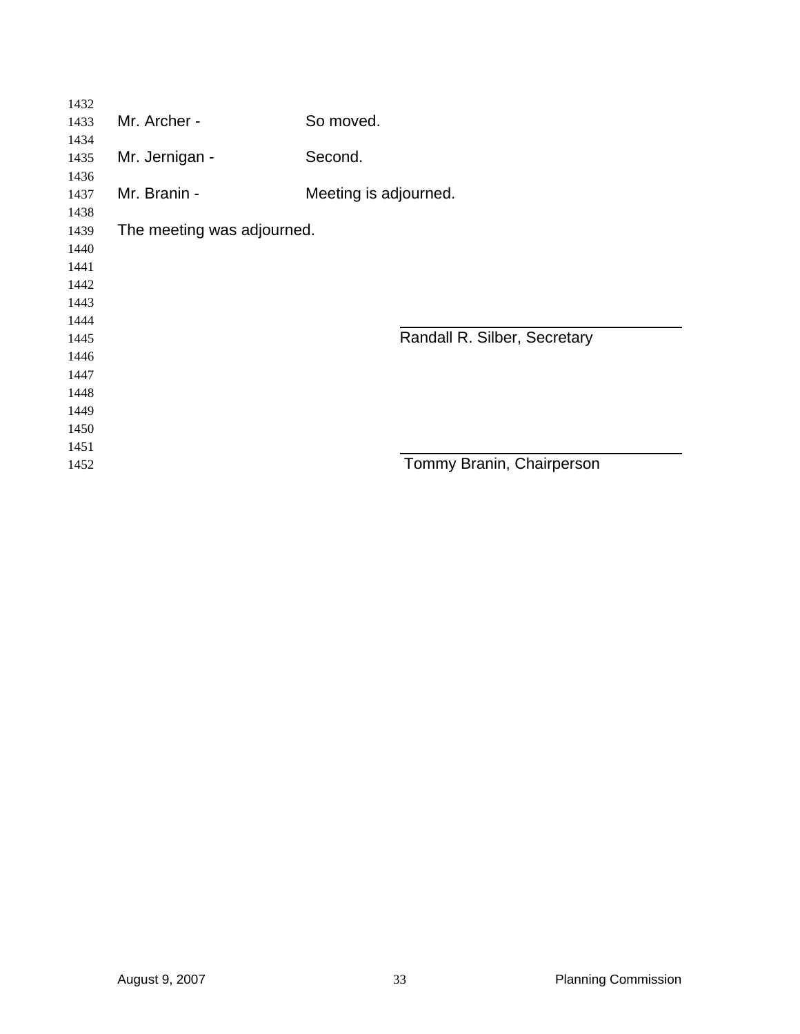Mr. Archer - So moved.

Mr. Jernigan - Second.

Mr. Branin - Meeting is adjourned.

The meeting was adjourned.

\_\_\_\_\_\_\_\_\_\_\_\_\_\_\_\_\_\_\_\_\_\_\_\_\_\_\_\_\_\_\_\_\_\_\_\_\_\_

Randall R. Silber, Secretary

\_\_\_\_\_\_\_\_\_\_\_\_\_\_\_\_\_\_\_\_\_\_\_\_\_\_\_\_\_\_\_\_\_\_\_\_\_\_

Tommy Branin, Chairperson